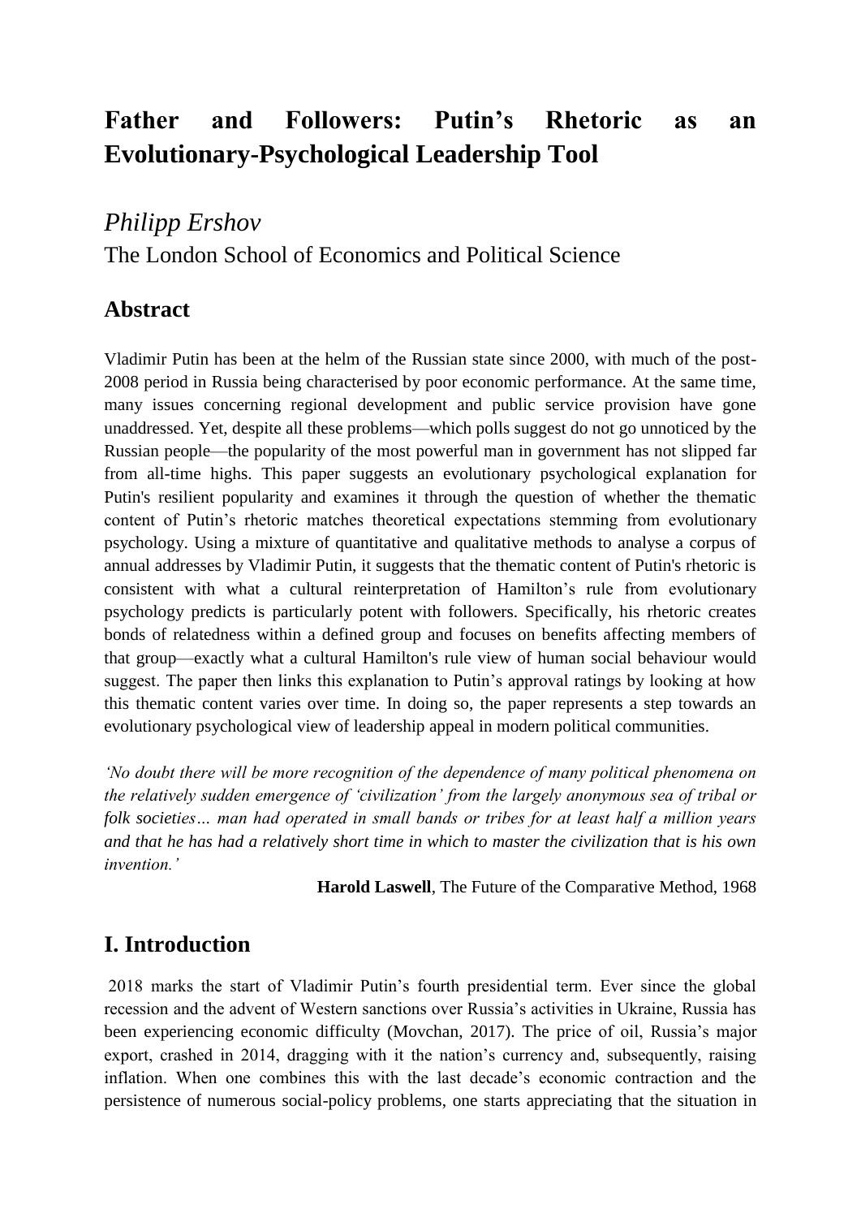# Father and Followers: Putin's Rhetoric as an Evolutionary-Psychological Leadership Tool

*Philipp Ershov*

The London School of Economics and Political Science

## Abstract

Vladimir Putin has been at the helm of the Russian state since 2000, with much of the post-2008 period in Russia being characterised by poor economic performance. At the same time, many issues concerning regional development and public service provision have gone unaddressed. Yet, despite all these problems—which polls suggest do not go unnoticed by the Russian people—the popularity of the most powerful man in government has not slipped far from all-time highs. This paper suggests an evolutionary psychological explanation for Putin's resilient popularity and examines it through the question of whether the thematic content of Putin's rhetoric matches theoretical expectations stemming from evolutionary psychology. Using a mixture of quantitative and qualitative methods to analyse a corpus of annual addresses by Vladimir Putin, it suggests that the thematic content of Putin's rhetoric is consistent with what a cultural reinterpretation of Hamilton's rule from evolutionary psychology predicts is particularly potent with followers. Specifically, his rhetoric creates bonds of relatedness within a defined group and focuses on benefits affecting members of that group—exactly what a cultural Hamilton's rule view of human social behaviour would suggest. The paper then links this explanation to Putin's approval ratings by looking at how this thematic content varies over time. In doing so, the paper represents a step towards an evolutionary psychological view of leadership appeal in modern political communities.

*'No doubt there will be more recognition of the dependence of many political phenomena on the relatively sudden emergence of 'civilization' from the largely anonymous sea of tribal or folk societies… man had operated in small bands or tribes for at least half a million years and that he has had a relatively short time in which to master the civilization that is his own invention.'*

**Harold Laswell**, The Future of the Comparative Method, 1968

## I. Introduction

2018 marks the start of Vladimir Putin's fourth presidential term. Ever since the global recession and the advent of Western sanctions over Russia's activities in Ukraine, Russia has been experiencing economic difficulty (Movchan, 2017). The price of oil, Russia's major export, crashed in 2014, dragging with it the nation's currency and, subsequently, raising inflation. When one combines this with the last decade's economic contraction and the persistence of numerous social-policy problems, one starts appreciating that the situation in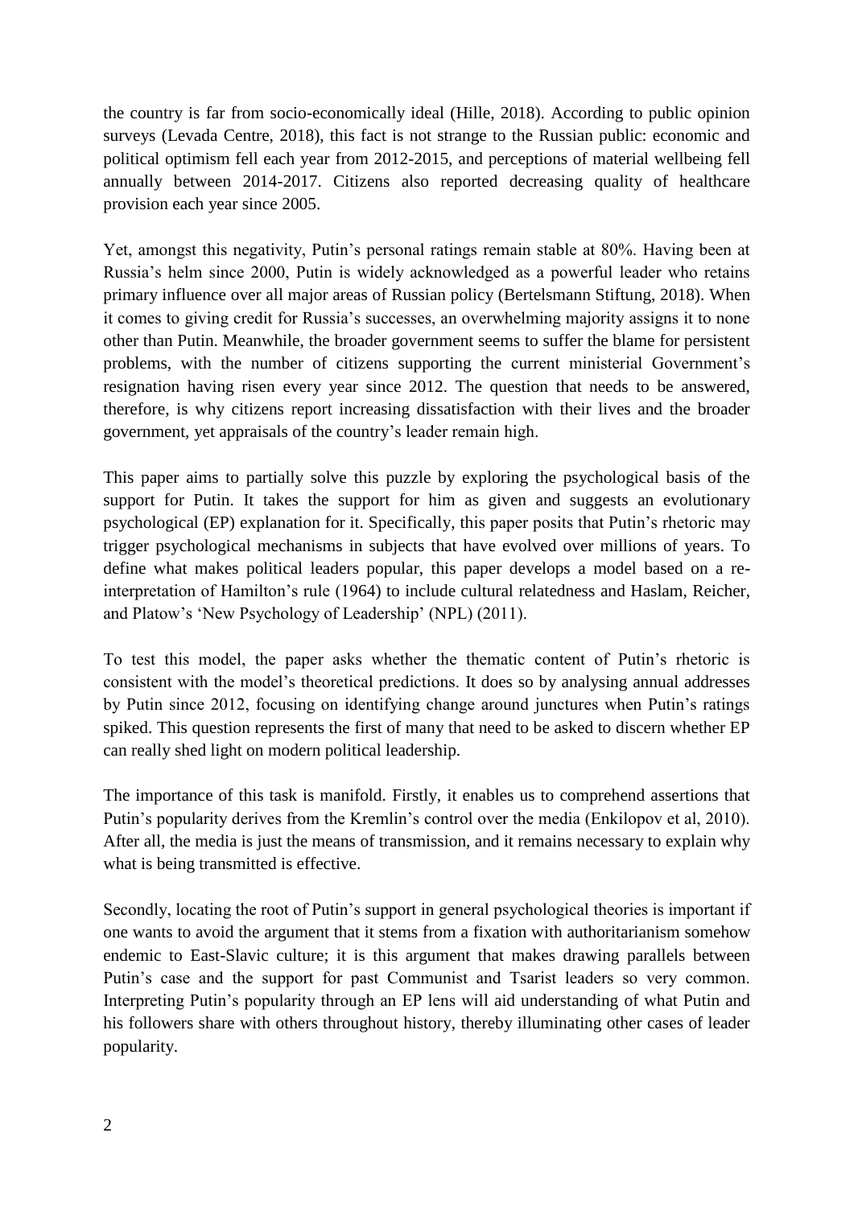the country is far from socio-economically ideal (Hille, 2018). According to public opinion surveys (Levada Centre, 2018), this fact is not strange to the Russian public: economic and political optimism fell each year from 2012-2015, and perceptions of material wellbeing fell annually between 2014-2017. Citizens also reported decreasing quality of healthcare provision each year since 2005.

Yet, amongst this negativity, Putin's personal ratings remain stable at 80%. Having been at Russia's helm since 2000, Putin is widely acknowledged as a powerful leader who retains primary influence over all major areas of Russian policy (Bertelsmann Stiftung, 2018). When it comes to giving credit for Russia's successes, an overwhelming majority assigns it to none other than Putin. Meanwhile, the broader government seems to suffer the blame for persistent problems, with the number of citizens supporting the current ministerial Government's resignation having risen every year since 2012. The question that needs to be answered, therefore, is why citizens report increasing dissatisfaction with their lives and the broader government, yet appraisals of the country's leader remain high.

This paper aims to partially solve this puzzle by exploring the psychological basis of the support for Putin. It takes the support for him as given and suggests an evolutionary psychological (EP) explanation for it. Specifically, this paper posits that Putin's rhetoric may trigger psychological mechanisms in subjects that have evolved over millions of years. To define what makes political leaders popular, this paper develops a model based on a re-interpretation of Hamilton's rule (1964) to include cultural relatedness and Haslam, Reicher, and Platow's 'New Psychology of Leadership' (NPL) (2011).

To test this model, the paper asks whether the thematic content of Putin's rhetoric is consistent with the model's theoretical predictions. It does so by analysing annual addresses by Putin since 2012, focusing on identifying change around junctures when Putin's ratings spiked. This question represents the first of many that need to be asked to discern whether EP can really shed light on modern political leadership.

The importance of this task is manifold. Firstly, it enables us to comprehend assertions that Putin's popularity derives from the Kremlin's control over the media (Enkilopov et al, 2010). After all, the media is just the means of transmission, and it remains necessary to explain why what is being transmitted is effective.

Secondly, locating the root of Putin's support in general psychological theories is important if one wants to avoid the argument that it stems from a fixation with authoritarianism somehow endemic to East-Slavic culture; it is this argument that makes drawing parallels between Putin's case and the support for past Communist and Tsarist leaders so very common. Interpreting Putin's popularity through an EP lens will aid understanding of what Putin and his followers share with others throughout history, thereby illuminating other cases of leader popularity.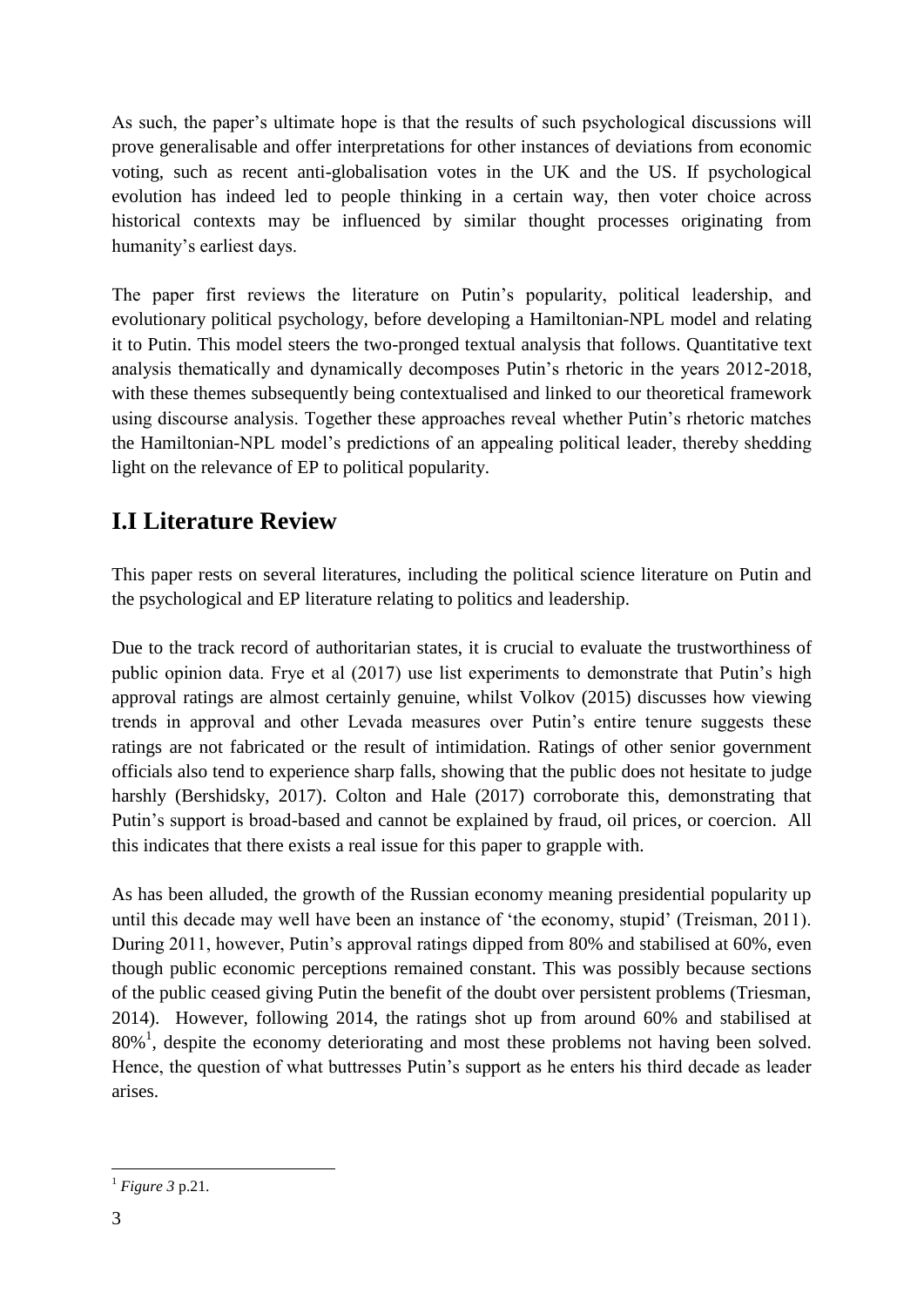As such, the paper's ultimate hope is that the results of such psychological discussions will prove generalisable and offer interpretations for other instances of deviations from economic voting, such as recent anti-globalisation votes in the UK and the US. If psychological evolution has indeed led to people thinking in a certain way, then voter choice across historical contexts may be influenced by similar thought processes originating from humanity's earliest days.

The paper first reviews the literature on Putin's popularity, political leadership, and evolutionary political psychology, before developing a Hamiltonian-NPL model and relating it to Putin. This model steers the two-pronged textual analysis that follows. Quantitative text analysis thematically and dynamically decomposes Putin's rhetoric in the years 2012-2018, with these themes subsequently being contextualised and linked to our theoretical framework using discourse analysis. Together these approaches reveal whether Putin's rhetoric matches the Hamiltonian-NPL model's predictions of an appealing political leader, thereby shedding light on the relevance of EP to political popularity.

## I.I Literature Review

This paper rests on several literatures, including the political science literature on Putin and the psychological and EP literature relating to politics and leadership.

Due to the track record of authoritarian states, it is crucial to evaluate the trustworthiness of public opinion data. Frye et al (2017) use list experiments to demonstrate that Putin's high approval ratings are almost certainly genuine, whilst Volkov (2015) discusses how viewing trends in approval and other Levada measures over Putin's entire tenure suggests these ratings are not fabricated or the result of intimidation. Ratings of other senior government officials also tend to experience sharp falls, showing that the public does not hesitate to judge harshly (Bershidsky, 2017). Colton and Hale (2017) corroborate this, demonstrating that Putin's support is broad-based and cannot be explained by fraud, oil prices, or coercion. All this indicates that there exists a real issue for this paper to grapple with.

As has been alluded, the growth of the Russian economy meaning presidential popularity up until this decade may well have been an instance of 'the economy, stupid' (Treisman, 2011). During 2011, however, Putin's approval ratings dipped from 80% and stabilised at 60%, even though public economic perceptions remained constant. This was possibly because sections of the public ceased giving Putin the benefit of the doubt over persistent problems (Triesman, 2014). However, following 2014, the ratings shot up from around 60% and stabilised at 80%[1], despite the economy deteriorating and most these problems not having been solved. Hence, the question of what buttresses Putin's support as he enters his third decade as leader arises.

[1] *Figure 3* p.21.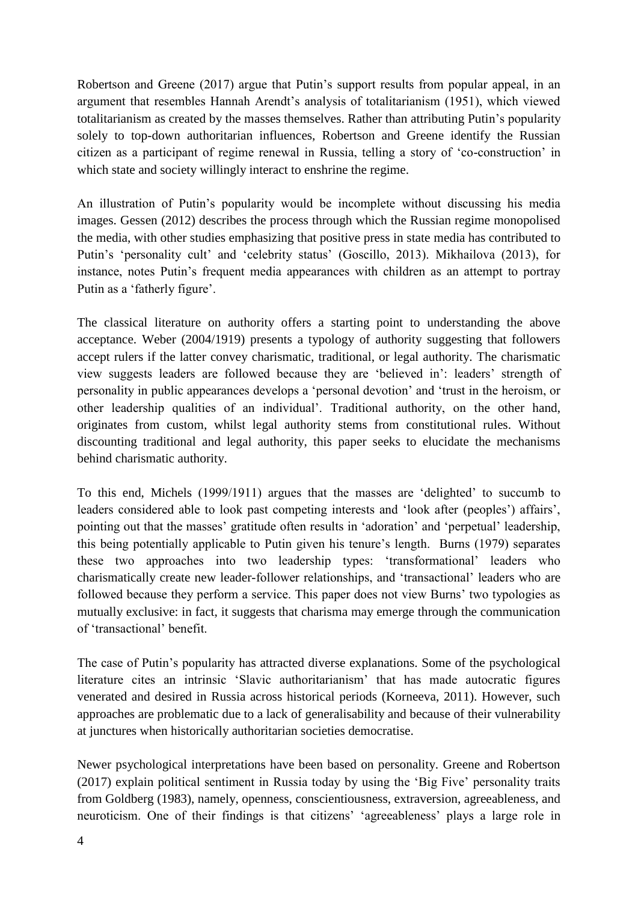Robertson and Greene (2017) argue that Putin's support results from popular appeal, in an argument that resembles Hannah Arendt's analysis of totalitarianism (1951), which viewed totalitarianism as created by the masses themselves. Rather than attributing Putin's popularity solely to top-down authoritarian influences, Robertson and Greene identify the Russian citizen as a participant of regime renewal in Russia, telling a story of 'co-construction' in which state and society willingly interact to enshrine the regime.

An illustration of Putin's popularity would be incomplete without discussing his media images. Gessen (2012) describes the process through which the Russian regime monopolised the media, with other studies emphasizing that positive press in state media has contributed to Putin's 'personality cult' and 'celebrity status' (Goscillo, 2013). Mikhailova (2013), for instance, notes Putin's frequent media appearances with children as an attempt to portray Putin as a 'fatherly figure'.

The classical literature on authority offers a starting point to understanding the above acceptance. Weber (2004/1919) presents a typology of authority suggesting that followers accept rulers if the latter convey charismatic, traditional, or legal authority. The charismatic view suggests leaders are followed because they are 'believed in': leaders' strength of personality in public appearances develops a 'personal devotion' and 'trust in the heroism, or other leadership qualities of an individual'. Traditional authority, on the other hand, originates from custom, whilst legal authority stems from constitutional rules. Without discounting traditional and legal authority, this paper seeks to elucidate the mechanisms behind charismatic authority.

To this end, Michels (1999/1911) argues that the masses are 'delighted' to succumb to leaders considered able to look past competing interests and 'look after (peoples') affairs', pointing out that the masses' gratitude often results in 'adoration' and 'perpetual' leadership, this being potentially applicable to Putin given his tenure's length. Burns (1979) separates these two approaches into two leadership types: 'transformational' leaders who charismatically create new leader-follower relationships, and 'transactional' leaders who are followed because they perform a service. This paper does not view Burns' two typologies as mutually exclusive: in fact, it suggests that charisma may emerge through the communication of 'transactional' benefit.

The case of Putin's popularity has attracted diverse explanations. Some of the psychological literature cites an intrinsic 'Slavic authoritarianism' that has made autocratic figures venerated and desired in Russia across historical periods (Korneeva, 2011). However, such approaches are problematic due to a lack of generalisability and because of their vulnerability at junctures when historically authoritarian societies democratise.

Newer psychological interpretations have been based on personality. Greene and Robertson (2017) explain political sentiment in Russia today by using the 'Big Five' personality traits from Goldberg (1983), namely, openness, conscientiousness, extraversion, agreeableness, and neuroticism. One of their findings is that citizens' 'agreeableness' plays a large role in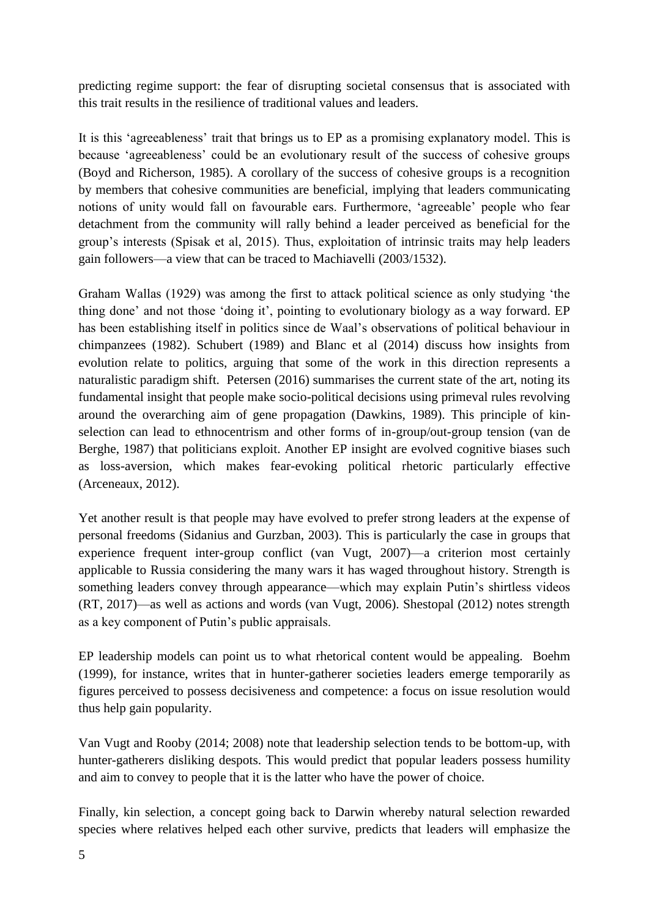predicting regime support: the fear of disrupting societal consensus that is associated with this trait results in the resilience of traditional values and leaders.

It is this 'agreeableness' trait that brings us to EP as a promising explanatory model. This is because 'agreeableness' could be an evolutionary result of the success of cohesive groups (Boyd and Richerson, 1985). A corollary of the success of cohesive groups is a recognition by members that cohesive communities are beneficial, implying that leaders communicating notions of unity would fall on favourable ears. Furthermore, 'agreeable' people who fear detachment from the community will rally behind a leader perceived as beneficial for the group's interests (Spisak et al, 2015). Thus, exploitation of intrinsic traits may help leaders gain followers—a view that can be traced to Machiavelli (2003/1532).

Graham Wallas (1929) was among the first to attack political science as only studying 'the thing done' and not those 'doing it', pointing to evolutionary biology as a way forward. EP has been establishing itself in politics since de Waal's observations of political behaviour in chimpanzees (1982). Schubert (1989) and Blanc et al (2014) discuss how insights from evolution relate to politics, arguing that some of the work in this direction represents a naturalistic paradigm shift. Petersen (2016) summarises the current state of the art, noting its fundamental insight that people make socio-political decisions using primeval rules revolving around the overarching aim of gene propagation (Dawkins, 1989). This principle of kin-selection can lead to ethnocentrism and other forms of in-group/out-group tension (van de Berghe, 1987) that politicians exploit. Another EP insight are evolved cognitive biases such as loss-aversion, which makes fear-evoking political rhetoric particularly effective (Arceneaux, 2012).

Yet another result is that people may have evolved to prefer strong leaders at the expense of personal freedoms (Sidanius and Gurzban, 2003). This is particularly the case in groups that experience frequent inter-group conflict (van Vugt, 2007)—a criterion most certainly applicable to Russia considering the many wars it has waged throughout history. Strength is something leaders convey through appearance—which may explain Putin's shirtless videos (RT, 2017)—as well as actions and words (van Vugt, 2006). Shestopal (2012) notes strength as a key component of Putin's public appraisals.

EP leadership models can point us to what rhetorical content would be appealing. Boehm (1999), for instance, writes that in hunter-gatherer societies leaders emerge temporarily as figures perceived to possess decisiveness and competence: a focus on issue resolution would thus help gain popularity.

Van Vugt and Rooby (2014; 2008) note that leadership selection tends to be bottom-up, with hunter-gatherers disliking despots. This would predict that popular leaders possess humility and aim to convey to people that it is the latter who have the power of choice.

Finally, kin selection, a concept going back to Darwin whereby natural selection rewarded species where relatives helped each other survive, predicts that leaders will emphasize the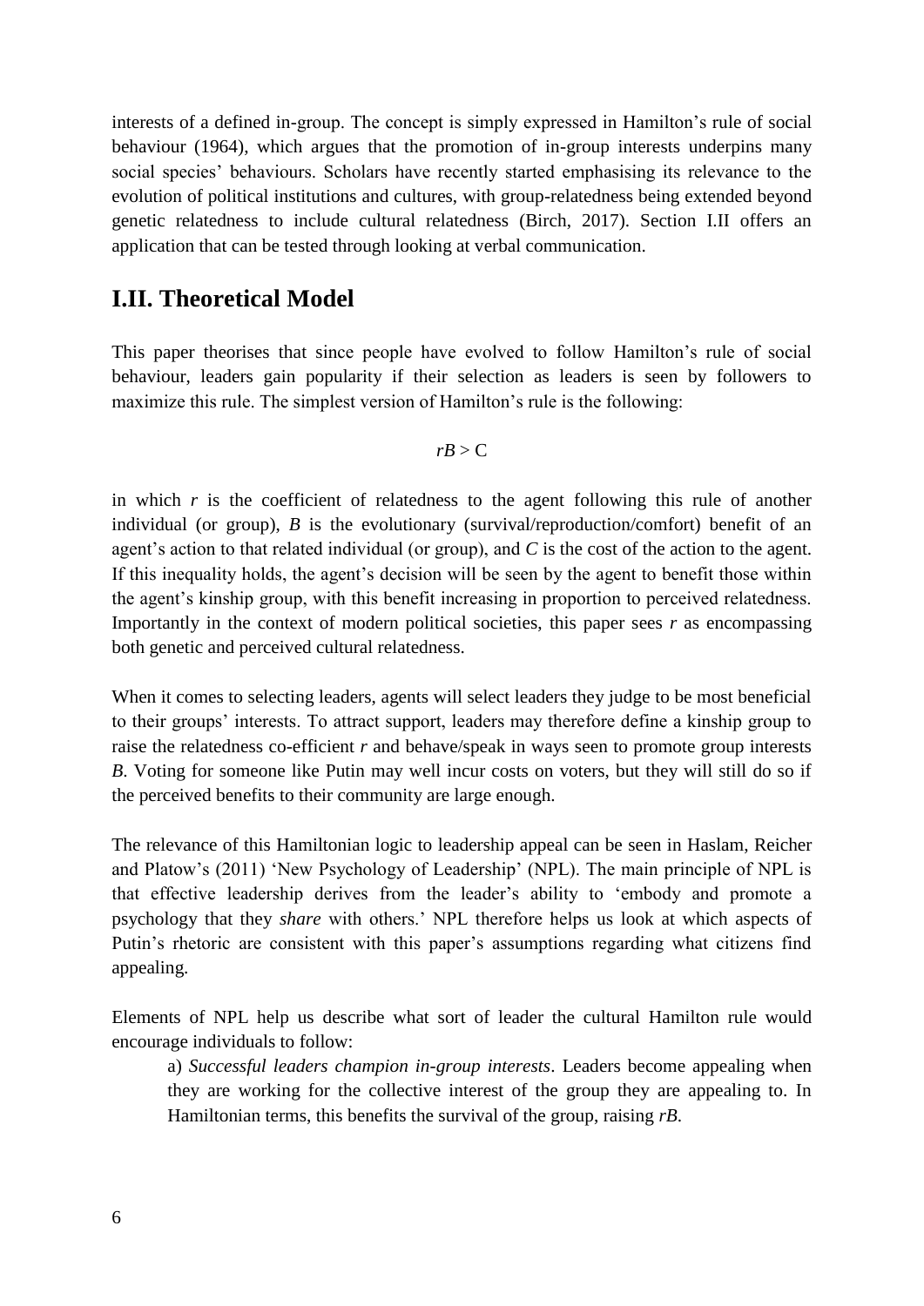interests of a defined in-group. The concept is simply expressed in Hamilton's rule of social behaviour (1964), which argues that the promotion of in-group interests underpins many social species' behaviours. Scholars have recently started emphasising its relevance to the evolution of political institutions and cultures, with group-relatedness being extended beyond genetic relatedness to include cultural relatedness (Birch, 2017). Section I.II offers an application that can be tested through looking at verbal communication.

## I.II. Theoretical Model

This paper theorises that since people have evolved to follow Hamilton's rule of social behaviour, leaders gain popularity if their selection as leaders is seen by followers to maximize this rule. The simplest version of Hamilton's rule is the following:

$$rB > C$$

in which $r$ is the coefficient of relatedness to the agent following this rule of another individual (or group), $B$ is the evolutionary (survival/reproduction/comfort) benefit of an agent's action to that related individual (or group), and $C$ is the cost of the action to the agent. If this inequality holds, the agent's decision will be seen by the agent to benefit those within the agent's kinship group, with this benefit increasing in proportion to perceived relatedness. Importantly in the context of modern political societies, this paper sees $r$ as encompassing both genetic and perceived cultural relatedness.

When it comes to selecting leaders, agents will select leaders they judge to be most beneficial to their groups' interests. To attract support, leaders may therefore define a kinship group to raise the relatedness co-efficient $r$ and behave/speak in ways seen to promote group interests $B$. Voting for someone like Putin may well incur costs on voters, but they will still do so if the perceived benefits to their community are large enough.

The relevance of this Hamiltonian logic to leadership appeal can be seen in Haslam, Reicher and Platow's (2011) 'New Psychology of Leadership' (NPL). The main principle of NPL is that effective leadership derives from the leader's ability to 'embody and promote a psychology that they *share* with others.' NPL therefore helps us look at which aspects of Putin's rhetoric are consistent with this paper's assumptions regarding what citizens find appealing.

Elements of NPL help us describe what sort of leader the cultural Hamilton rule would encourage individuals to follow:

a) *Successful leaders champion in-group interests*. Leaders become appealing when they are working for the collective interest of the group they are appealing to. In Hamiltonian terms, this benefits the survival of the group, raising $rB$.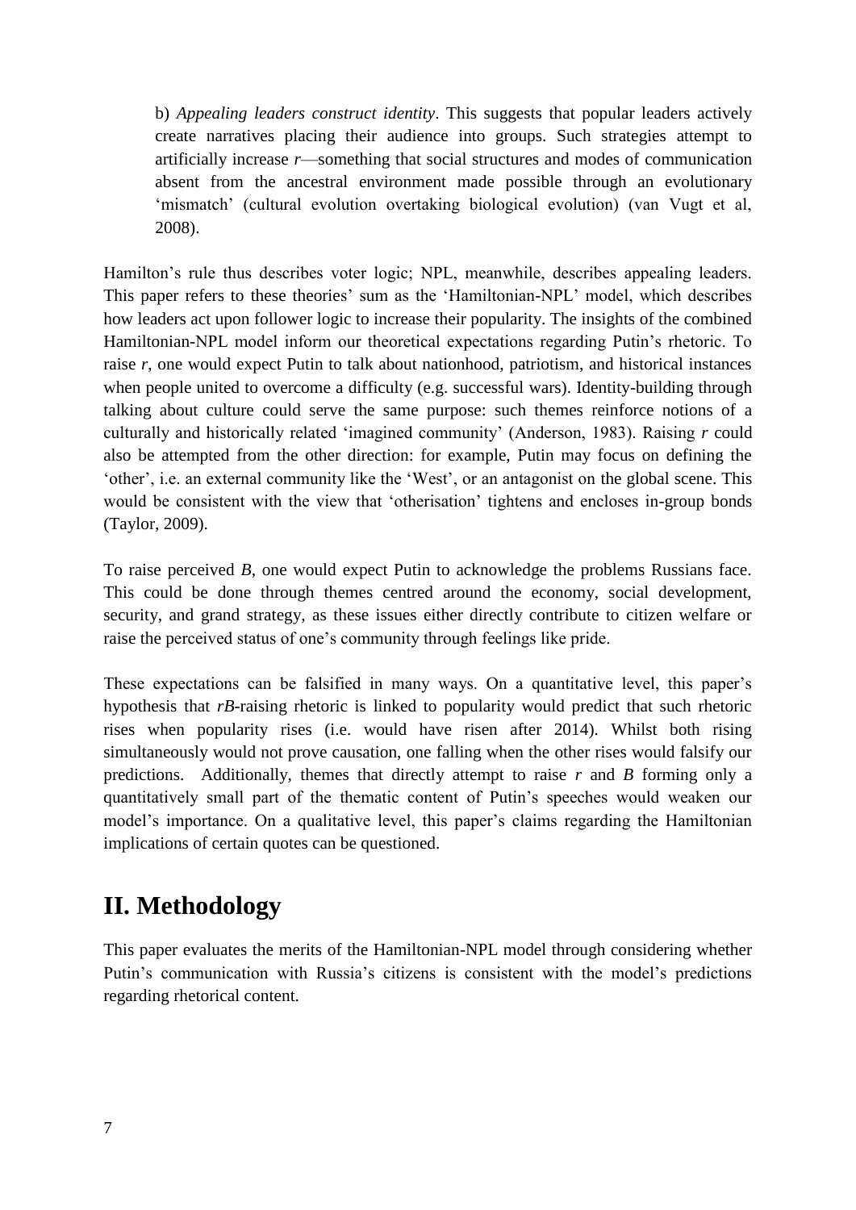b) *Appealing leaders construct identity*. This suggests that popular leaders actively create narratives placing their audience into groups. Such strategies attempt to artificially increase *r*—something that social structures and modes of communication absent from the ancestral environment made possible through an evolutionary 'mismatch' (cultural evolution overtaking biological evolution) (van Vugt et al, 2008).

Hamilton's rule thus describes voter logic; NPL, meanwhile, describes appealing leaders. This paper refers to these theories' sum as the 'Hamiltonian-NPL' model, which describes how leaders act upon follower logic to increase their popularity. The insights of the combined Hamiltonian-NPL model inform our theoretical expectations regarding Putin's rhetoric. To raise *r*, one would expect Putin to talk about nationhood, patriotism, and historical instances when people united to overcome a difficulty (e.g. successful wars). Identity-building through talking about culture could serve the same purpose: such themes reinforce notions of a culturally and historically related 'imagined community' (Anderson, 1983). Raising *r* could also be attempted from the other direction: for example, Putin may focus on defining the 'other', i.e. an external community like the 'West', or an antagonist on the global scene. This would be consistent with the view that 'otherisation' tightens and encloses in-group bonds (Taylor, 2009).

To raise perceived *B*, one would expect Putin to acknowledge the problems Russians face. This could be done through themes centred around the economy, social development, security, and grand strategy, as these issues either directly contribute to citizen welfare or raise the perceived status of one's community through feelings like pride.

These expectations can be falsified in many ways. On a quantitative level, this paper's hypothesis that *rB*-raising rhetoric is linked to popularity would predict that such rhetoric rises when popularity rises (i.e. would have risen after 2014). Whilst both rising simultaneously would not prove causation, one falling when the other rises would falsify our predictions. Additionally, themes that directly attempt to raise *r* and *B* forming only a quantitatively small part of the thematic content of Putin's speeches would weaken our model's importance. On a qualitative level, this paper's claims regarding the Hamiltonian implications of certain quotes can be questioned.

# II. Methodology

This paper evaluates the merits of the Hamiltonian-NPL model through considering whether Putin's communication with Russia's citizens is consistent with the model's predictions regarding rhetorical content.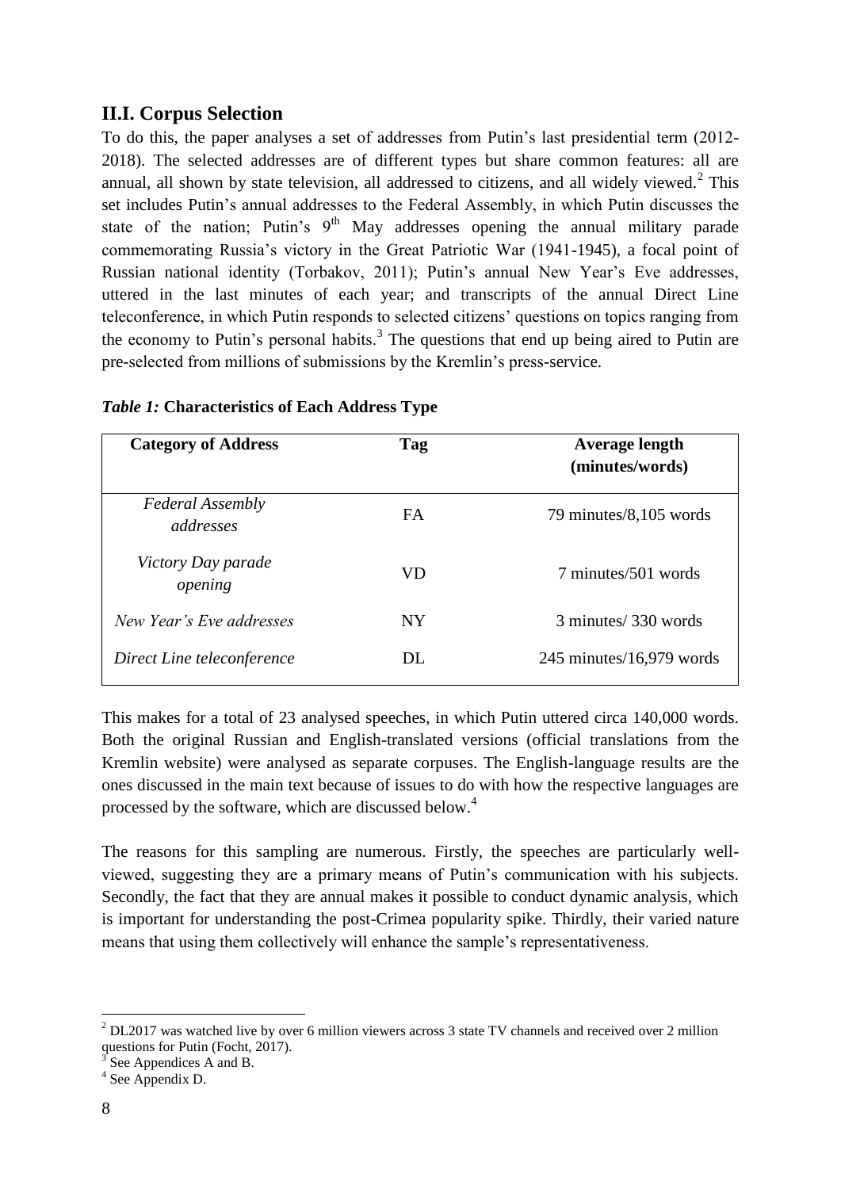## II.I. Corpus Selection

To do this, the paper analyses a set of addresses from Putin's last presidential term (2012-2018). The selected addresses are of different types but share common features: all are annual, all shown by state television, all addressed to citizens, and all widely viewed.[2] This set includes Putin's annual addresses to the Federal Assembly, in which Putin discusses the state of the nation; Putin's 9th May addresses opening the annual military parade commemorating Russia's victory in the Great Patriotic War (1941-1945), a focal point of Russian national identity (Torbakov, 2011); Putin's annual New Year's Eve addresses, uttered in the last minutes of each year; and transcripts of the annual Direct Line teleconference, in which Putin responds to selected citizens' questions on topics ranging from the economy to Putin's personal habits.[3] The questions that end up being aired to Putin are pre-selected from millions of submissions by the Kremlin's press-service.

***Table 1:*** **Characteristics of Each Address Type**

| Category of Address | Tag | Average length (minutes/words) |
|---|---|---|
| *Federal Assembly addresses* | FA | 79 minutes/8,105 words |
| *Victory Day parade opening* | VD | 7 minutes/501 words |
| *New Year's Eve addresses* | NY | 3 minutes/ 330 words |
| *Direct Line teleconference* | DL | 245 minutes/16,979 words |

This makes for a total of 23 analysed speeches, in which Putin uttered circa 140,000 words. Both the original Russian and English-translated versions (official translations from the Kremlin website) were analysed as separate corpuses. The English-language results are the ones discussed in the main text because of issues to do with how the respective languages are processed by the software, which are discussed below.[4]

The reasons for this sampling are numerous. Firstly, the speeches are particularly well-viewed, suggesting they are a primary means of Putin's communication with his subjects. Secondly, the fact that they are annual makes it possible to conduct dynamic analysis, which is important for understanding the post-Crimea popularity spike. Thirdly, their varied nature means that using them collectively will enhance the sample's representativeness.

---

[2] DL2017 was watched live by over 6 million viewers across 3 state TV channels and received over 2 million questions for Putin (Focht, 2017).

[3] See Appendices A and B.

[4] See Appendix D.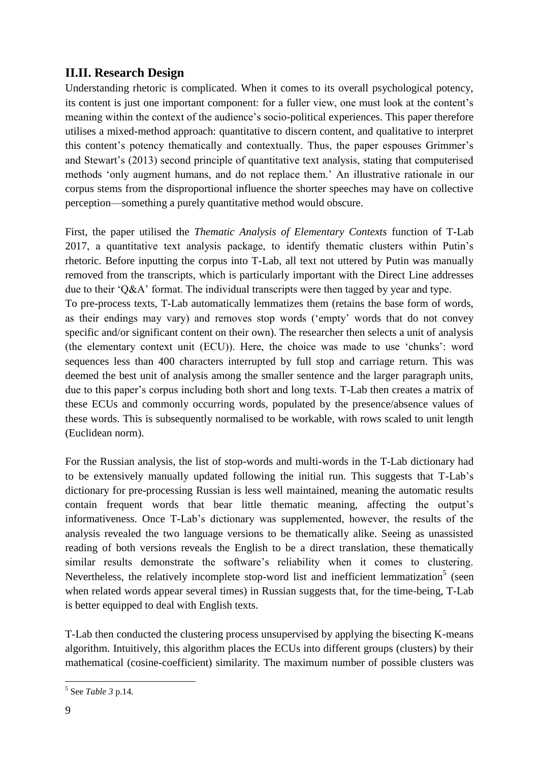## II.II. Research Design

Understanding rhetoric is complicated. When it comes to its overall psychological potency, its content is just one important component: for a fuller view, one must look at the content's meaning within the context of the audience's socio-political experiences. This paper therefore utilises a mixed-method approach: quantitative to discern content, and qualitative to interpret this content's potency thematically and contextually. Thus, the paper espouses Grimmer's and Stewart's (2013) second principle of quantitative text analysis, stating that computerised methods 'only augment humans, and do not replace them.' An illustrative rationale in our corpus stems from the disproportional influence the shorter speeches may have on collective perception—something a purely quantitative method would obscure.

First, the paper utilised the *Thematic Analysis of Elementary Contexts* function of T-Lab 2017, a quantitative text analysis package, to identify thematic clusters within Putin's rhetoric. Before inputting the corpus into T-Lab, all text not uttered by Putin was manually removed from the transcripts, which is particularly important with the Direct Line addresses due to their 'Q&A' format. The individual transcripts were then tagged by year and type.

To pre-process texts, T-Lab automatically lemmatizes them (retains the base form of words, as their endings may vary) and removes stop words ('empty' words that do not convey specific and/or significant content on their own). The researcher then selects a unit of analysis (the elementary context unit (ECU)). Here, the choice was made to use 'chunks': word sequences less than 400 characters interrupted by full stop and carriage return. This was deemed the best unit of analysis among the smaller sentence and the larger paragraph units, due to this paper's corpus including both short and long texts. T-Lab then creates a matrix of these ECUs and commonly occurring words, populated by the presence/absence values of these words. This is subsequently normalised to be workable, with rows scaled to unit length (Euclidean norm).

For the Russian analysis, the list of stop-words and multi-words in the T-Lab dictionary had to be extensively manually updated following the initial run. This suggests that T-Lab's dictionary for pre-processing Russian is less well maintained, meaning the automatic results contain frequent words that bear little thematic meaning, affecting the output's informativeness. Once T-Lab's dictionary was supplemented, however, the results of the analysis revealed the two language versions to be thematically alike. Seeing as unassisted reading of both versions reveals the English to be a direct translation, these thematically similar results demonstrate the software's reliability when it comes to clustering. Nevertheless, the relatively incomplete stop-word list and inefficient lemmatization[5] (seen when related words appear several times) in Russian suggests that, for the time-being, T-Lab is better equipped to deal with English texts.

T-Lab then conducted the clustering process unsupervised by applying the bisecting K-means algorithm. Intuitively, this algorithm places the ECUs into different groups (clusters) by their mathematical (cosine-coefficient) similarity. The maximum number of possible clusters was

[5] See *Table 3* p.14.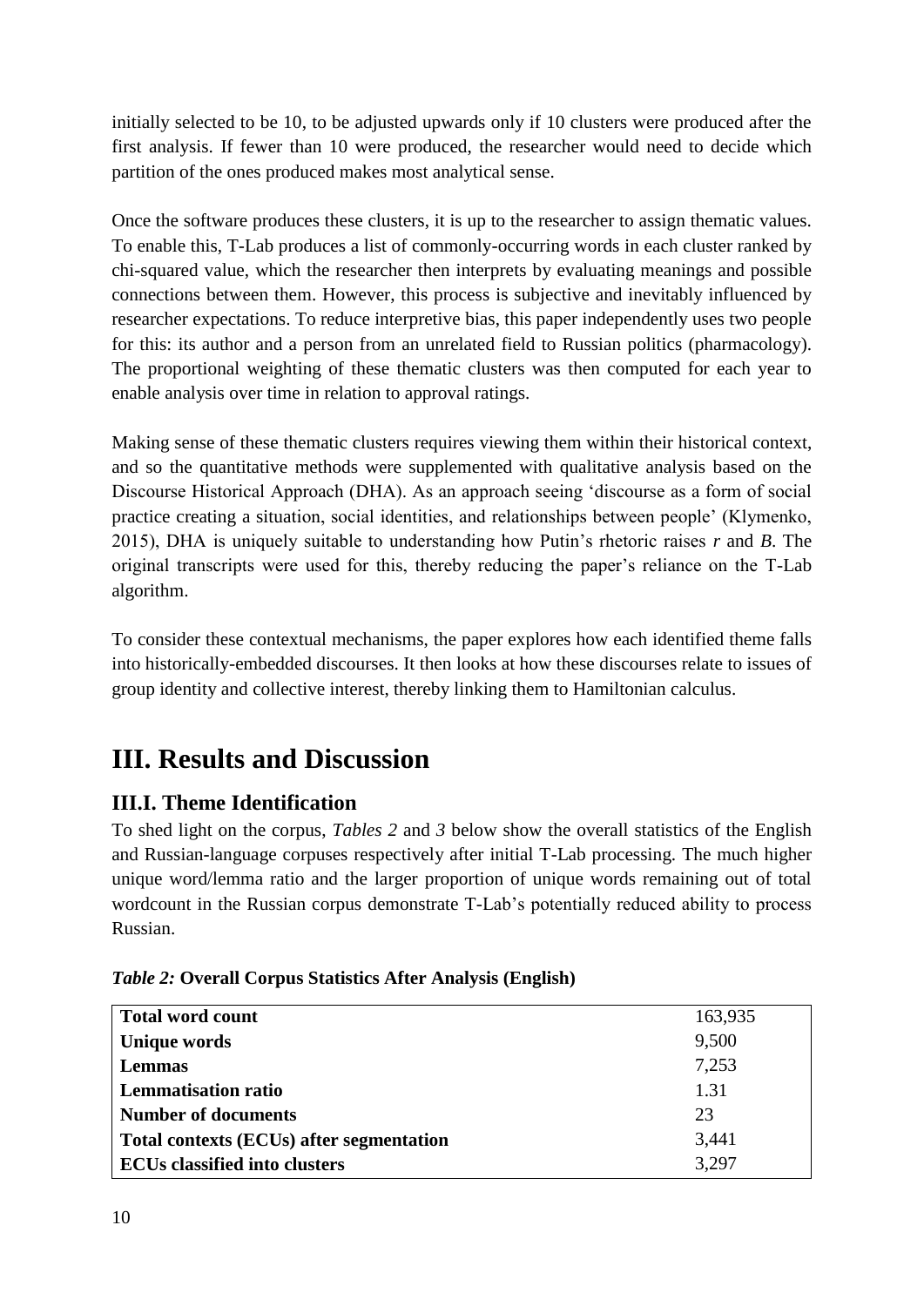initially selected to be 10, to be adjusted upwards only if 10 clusters were produced after the first analysis. If fewer than 10 were produced, the researcher would need to decide which partition of the ones produced makes most analytical sense.

Once the software produces these clusters, it is up to the researcher to assign thematic values. To enable this, T-Lab produces a list of commonly-occurring words in each cluster ranked by chi-squared value, which the researcher then interprets by evaluating meanings and possible connections between them. However, this process is subjective and inevitably influenced by researcher expectations. To reduce interpretive bias, this paper independently uses two people for this: its author and a person from an unrelated field to Russian politics (pharmacology). The proportional weighting of these thematic clusters was then computed for each year to enable analysis over time in relation to approval ratings.

Making sense of these thematic clusters requires viewing them within their historical context, and so the quantitative methods were supplemented with qualitative analysis based on the Discourse Historical Approach (DHA). As an approach seeing 'discourse as a form of social practice creating a situation, social identities, and relationships between people' (Klymenko, 2015), DHA is uniquely suitable to understanding how Putin's rhetoric raises $r$ and $B$. The original transcripts were used for this, thereby reducing the paper's reliance on the T-Lab algorithm.

To consider these contextual mechanisms, the paper explores how each identified theme falls into historically-embedded discourses. It then looks at how these discourses relate to issues of group identity and collective interest, thereby linking them to Hamiltonian calculus.

# III. Results and Discussion

## III.I. Theme Identification

To shed light on the corpus, *Tables 2* and *3* below show the overall statistics of the English and Russian-language corpuses respectively after initial T-Lab processing. The much higher unique word/lemma ratio and the larger proportion of unique words remaining out of total wordcount in the Russian corpus demonstrate T-Lab's potentially reduced ability to process Russian.

***Table 2:*** **Overall Corpus Statistics After Analysis (English)**

| | |
|---|---|
| **Total word count** | 163,935 |
| **Unique words** | 9,500 |
| **Lemmas** | 7,253 |
| **Lemmatisation ratio** | 1.31 |
| **Number of documents** | 23 |
| **Total contexts (ECUs) after segmentation** | 3,441 |
| **ECUs classified into clusters** | 3,297 |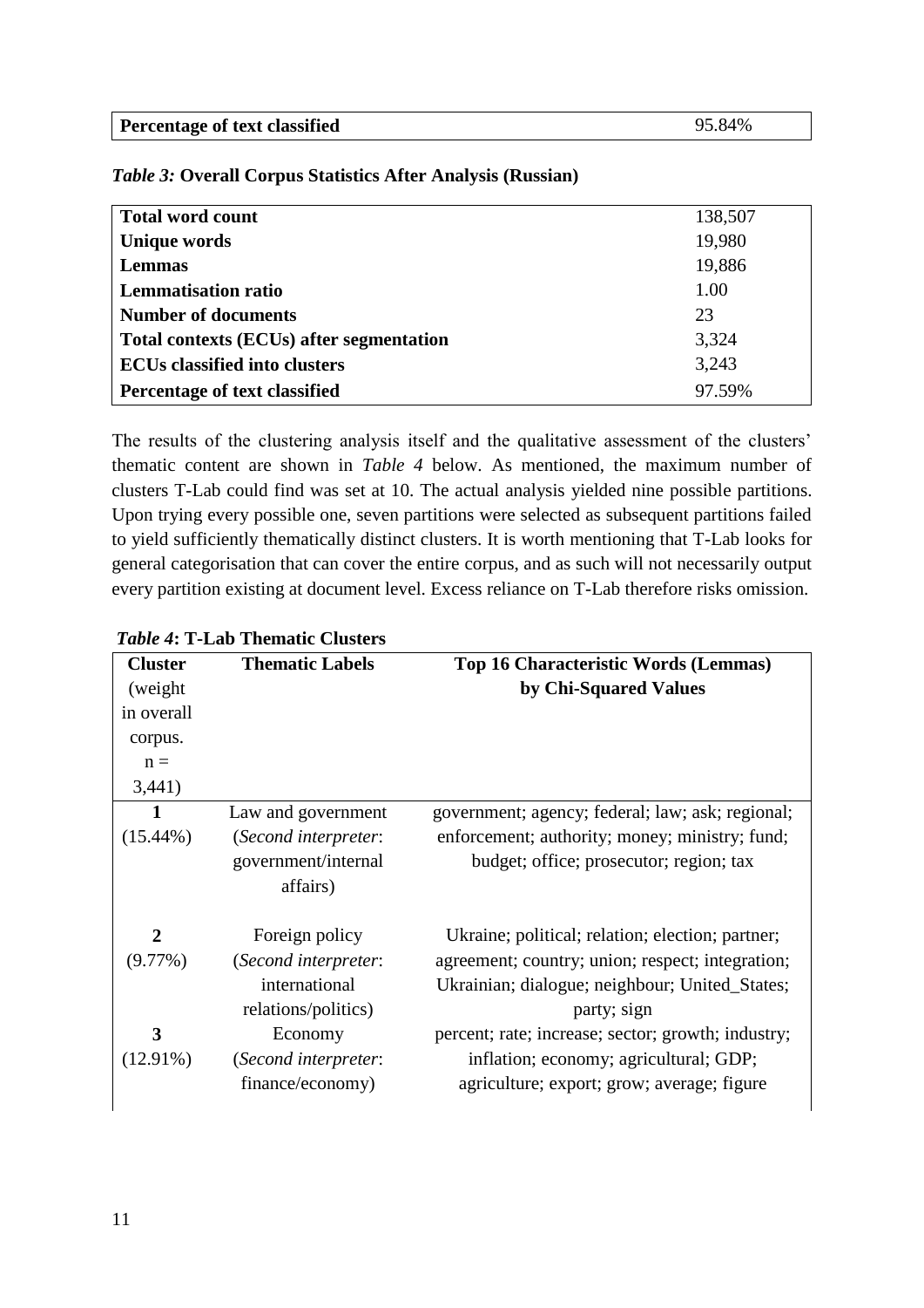| Percentage of text classified | 95.84% |
|---|---|

*Table 3:* **Overall Corpus Statistics After Analysis (Russian)**

| **Total word count** | 138,507 |
|---|---|
| **Unique words** | 19,980 |
| **Lemmas** | 19,886 |
| **Lemmatisation ratio** | 1.00 |
| **Number of documents** | 23 |
| **Total contexts (ECUs) after segmentation** | 3,324 |
| **ECUs classified into clusters** | 3,243 |
| **Percentage of text classified** | 97.59% |

The results of the clustering analysis itself and the qualitative assessment of the clusters' thematic content are shown in *Table 4* below. As mentioned, the maximum number of clusters T-Lab could find was set at 10. The actual analysis yielded nine possible partitions. Upon trying every possible one, seven partitions were selected as subsequent partitions failed to yield sufficiently thematically distinct clusters. It is worth mentioning that T-Lab looks for general categorisation that can cover the entire corpus, and as such will not necessarily output every partition existing at document level. Excess reliance on T-Lab therefore risks omission.

*Table 4***: T-Lab Thematic Clusters**

| **Cluster** (weight in overall corpus. n = 3,441) | **Thematic Labels** | **Top 16 Characteristic Words (Lemmas) by Chi-Squared Values** |
|---|---|---|
| **1** (15.44%) | Law and government (*Second interpreter*: government/internal affairs) | government; agency; federal; law; ask; regional; enforcement; authority; money; ministry; fund; budget; office; prosecutor; region; tax |
| **2** (9.77%) | Foreign policy (*Second interpreter*: international relations/politics) | Ukraine; political; relation; election; partner; agreement; country; union; respect; integration; Ukrainian; dialogue; neighbour; United_States; party; sign |
| **3** (12.91%) | Economy (*Second interpreter*: finance/economy) | percent; rate; increase; sector; growth; industry; inflation; economy; agricultural; GDP; agriculture; export; grow; average; figure |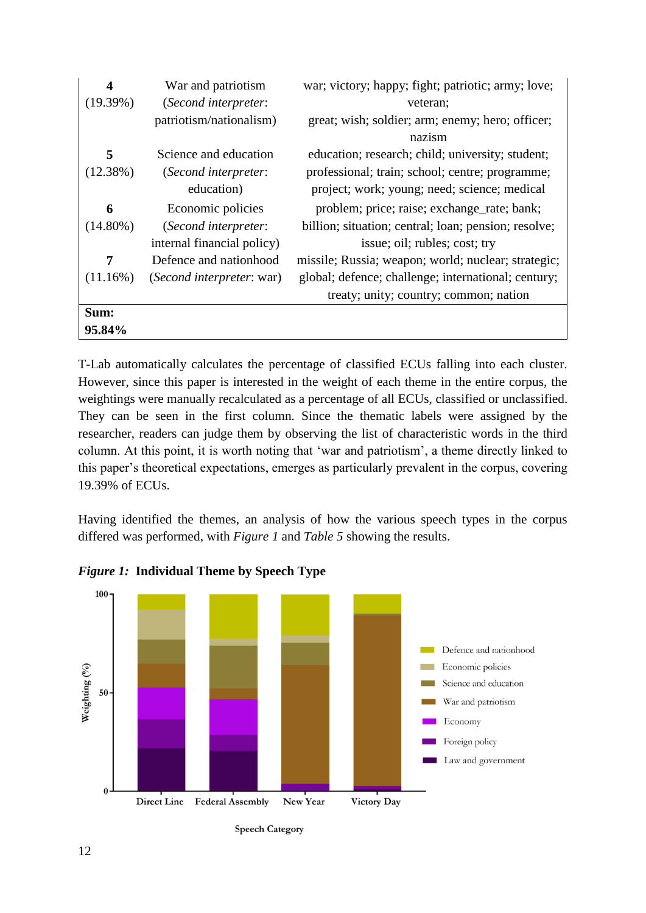| | | |
|---|---|---|
| **4** (19.39%) | War and patriotism (*Second interpreter*: patriotism/nationalism) | war; victory; happy; fight; patriotic; army; love; veteran; great; wish; soldier; arm; enemy; hero; officer; nazism |
| **5** (12.38%) | Science and education (*Second interpreter*: education) | education; research; child; university; student; professional; train; school; centre; programme; project; work; young; need; science; medical |
| **6** (14.80%) | Economic policies (*Second interpreter*: internal financial policy) | problem; price; raise; exchange_rate; bank; billion; situation; central; loan; pension; resolve; issue; oil; rubles; cost; try |
| **7** (11.16%) | Defence and nationhood (*Second interpreter*: war) | missile; Russia; weapon; world; nuclear; strategic; global; defence; challenge; international; century; treaty; unity; country; common; nation |
| **Sum: 95.84%** | | |

T-Lab automatically calculates the percentage of classified ECUs falling into each cluster. However, since this paper is interested in the weight of each theme in the entire corpus, the weightings were manually recalculated as a percentage of all ECUs, classified or unclassified. They can be seen in the first column. Since the thematic labels were assigned by the researcher, readers can judge them by observing the list of characteristic words in the third column. At this point, it is worth noting that 'war and patriotism', a theme directly linked to this paper's theoretical expectations, emerges as particularly prevalent in the corpus, covering 19.39% of ECUs.

Having identified the themes, an analysis of how the various speech types in the corpus differed was performed, with *Figure 1* and *Table 5* showing the results.

***Figure 1:*** **Individual Theme by Speech Type**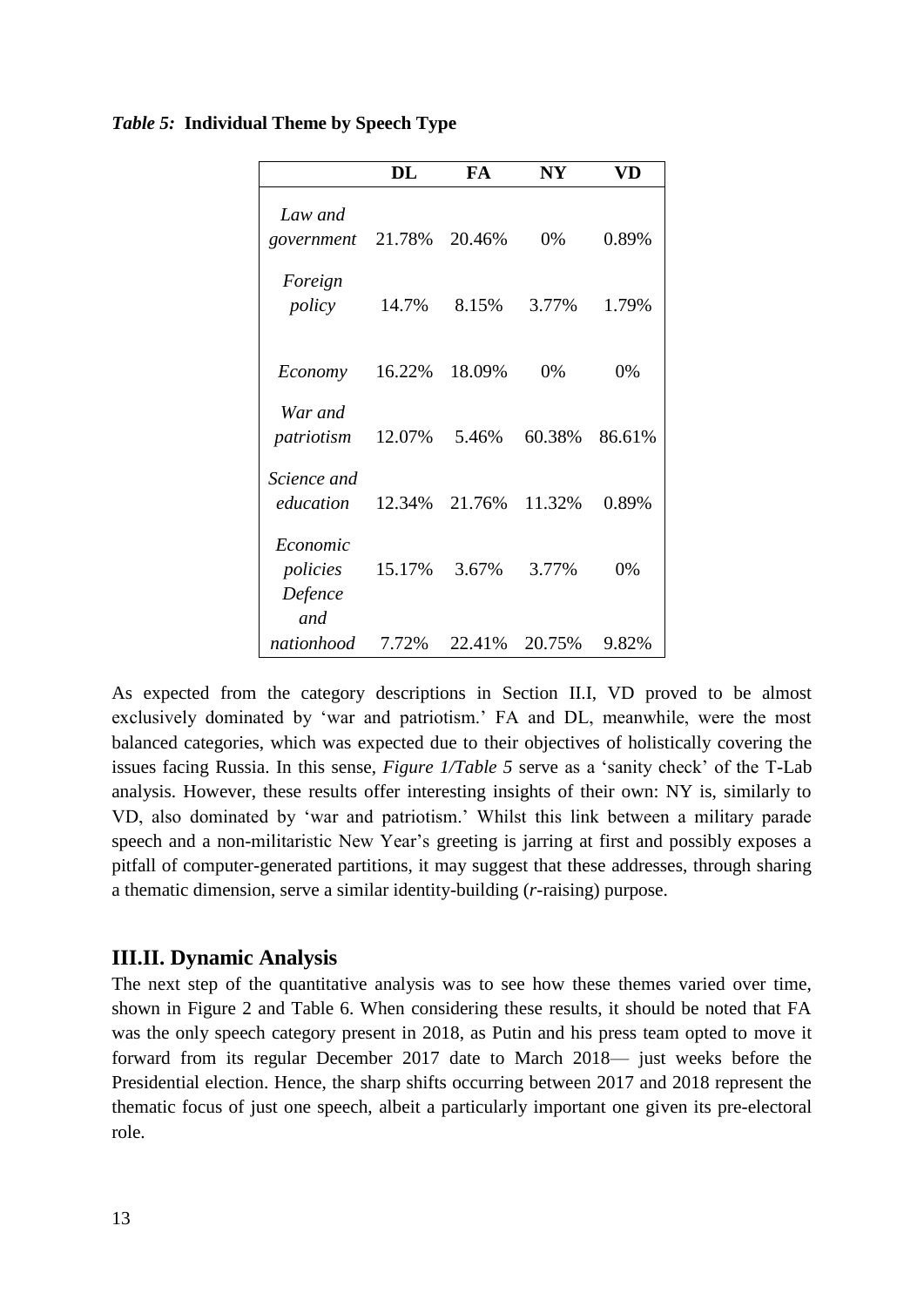*Table 5:* **Individual Theme by Speech Type**

| | DL | FA | NY | VD |
|---|---|---|---|---|
| *Law and government* | 21.78% | 20.46% | 0% | 0.89% |
| *Foreign policy* | 14.7% | 8.15% | 3.77% | 1.79% |
| *Economy* | 16.22% | 18.09% | 0% | 0% |
| *War and patriotism* | 12.07% | 5.46% | 60.38% | 86.61% |
| *Science and education* | 12.34% | 21.76% | 11.32% | 0.89% |
| *Economic policies* | 15.17% | 3.67% | 3.77% | 0% |
| *Defence and nationhood* | 7.72% | 22.41% | 20.75% | 9.82% |

As expected from the category descriptions in Section II.I, VD proved to be almost exclusively dominated by 'war and patriotism.' FA and DL, meanwhile, were the most balanced categories, which was expected due to their objectives of holistically covering the issues facing Russia. In this sense, *Figure 1/Table 5* serve as a 'sanity check' of the T-Lab analysis. However, these results offer interesting insights of their own: NY is, similarly to VD, also dominated by 'war and patriotism.' Whilst this link between a military parade speech and a non-militaristic New Year's greeting is jarring at first and possibly exposes a pitfall of computer-generated partitions, it may suggest that these addresses, through sharing a thematic dimension, serve a similar identity-building (*r*-raising) purpose.

## III.II. Dynamic Analysis

The next step of the quantitative analysis was to see how these themes varied over time, shown in Figure 2 and Table 6. When considering these results, it should be noted that FA was the only speech category present in 2018, as Putin and his press team opted to move it forward from its regular December 2017 date to March 2018— just weeks before the Presidential election. Hence, the sharp shifts occurring between 2017 and 2018 represent the thematic focus of just one speech, albeit a particularly important one given its pre-electoral role.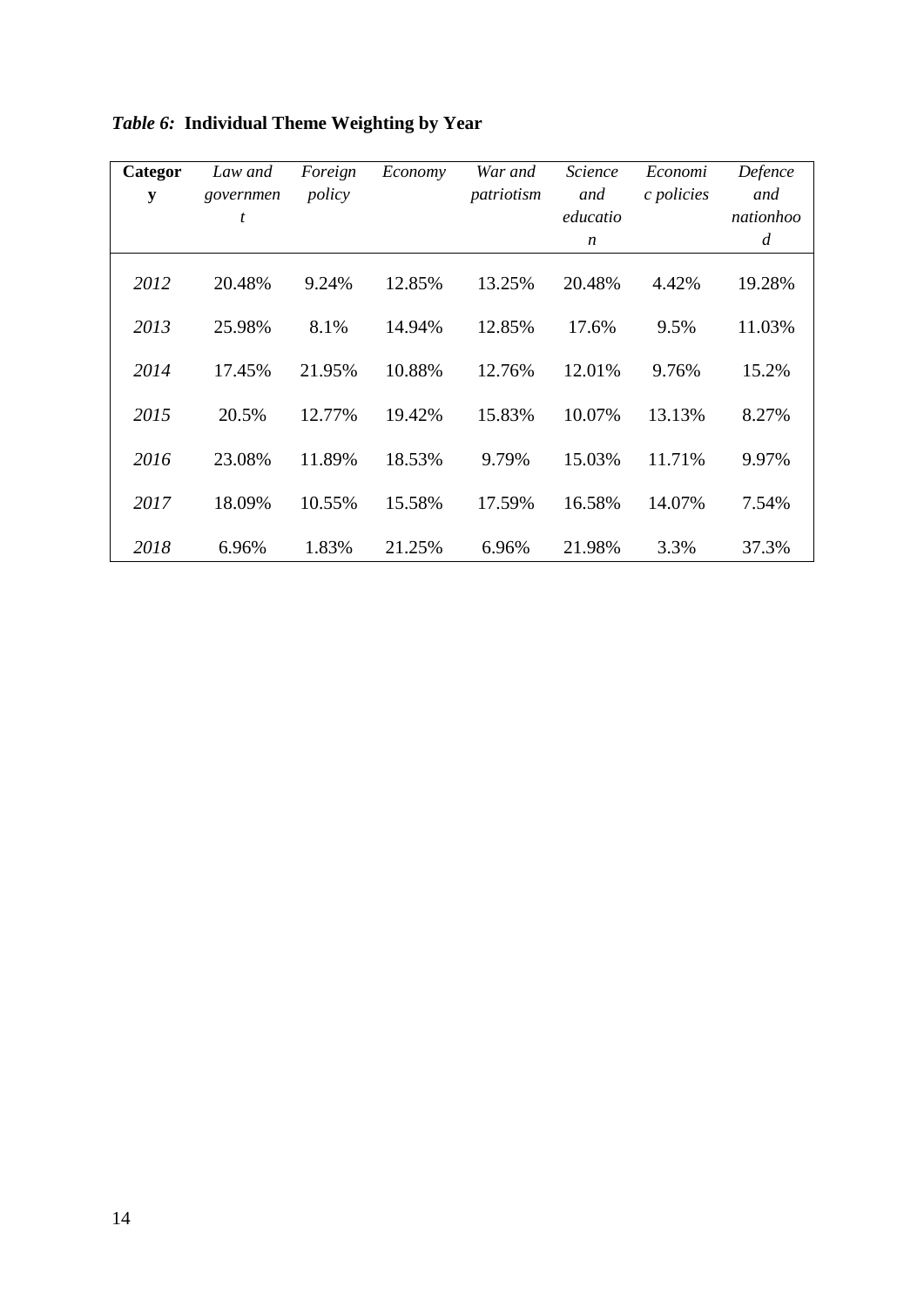***Table 6:*** **Individual Theme Weighting by Year**

| **Category** | *Law and government* | *Foreign policy* | *Economy* | *War and patriotism* | *Science and education* | *Economic policies* | *Defence and nationhood* |
|---|---|---|---|---|---|---|---|
| *2012* | 20.48% | 9.24% | 12.85% | 13.25% | 20.48% | 4.42% | 19.28% |
| *2013* | 25.98% | 8.1% | 14.94% | 12.85% | 17.6% | 9.5% | 11.03% |
| *2014* | 17.45% | 21.95% | 10.88% | 12.76% | 12.01% | 9.76% | 15.2% |
| *2015* | 20.5% | 12.77% | 19.42% | 15.83% | 10.07% | 13.13% | 8.27% |
| *2016* | 23.08% | 11.89% | 18.53% | 9.79% | 15.03% | 11.71% | 9.97% |
| *2017* | 18.09% | 10.55% | 15.58% | 17.59% | 16.58% | 14.07% | 7.54% |
| *2018* | 6.96% | 1.83% | 21.25% | 6.96% | 21.98% | 3.3% | 37.3% |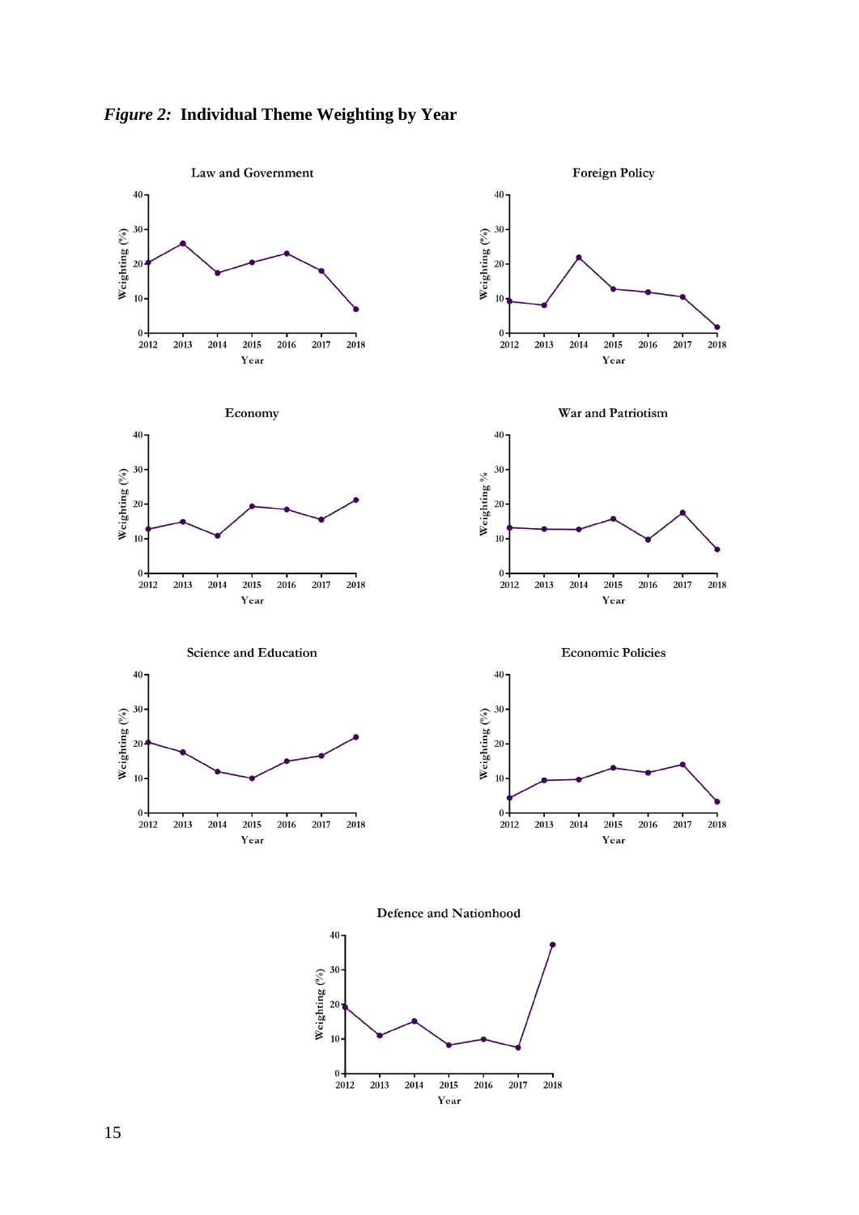*Figure 2:* **Individual Theme Weighting by Year**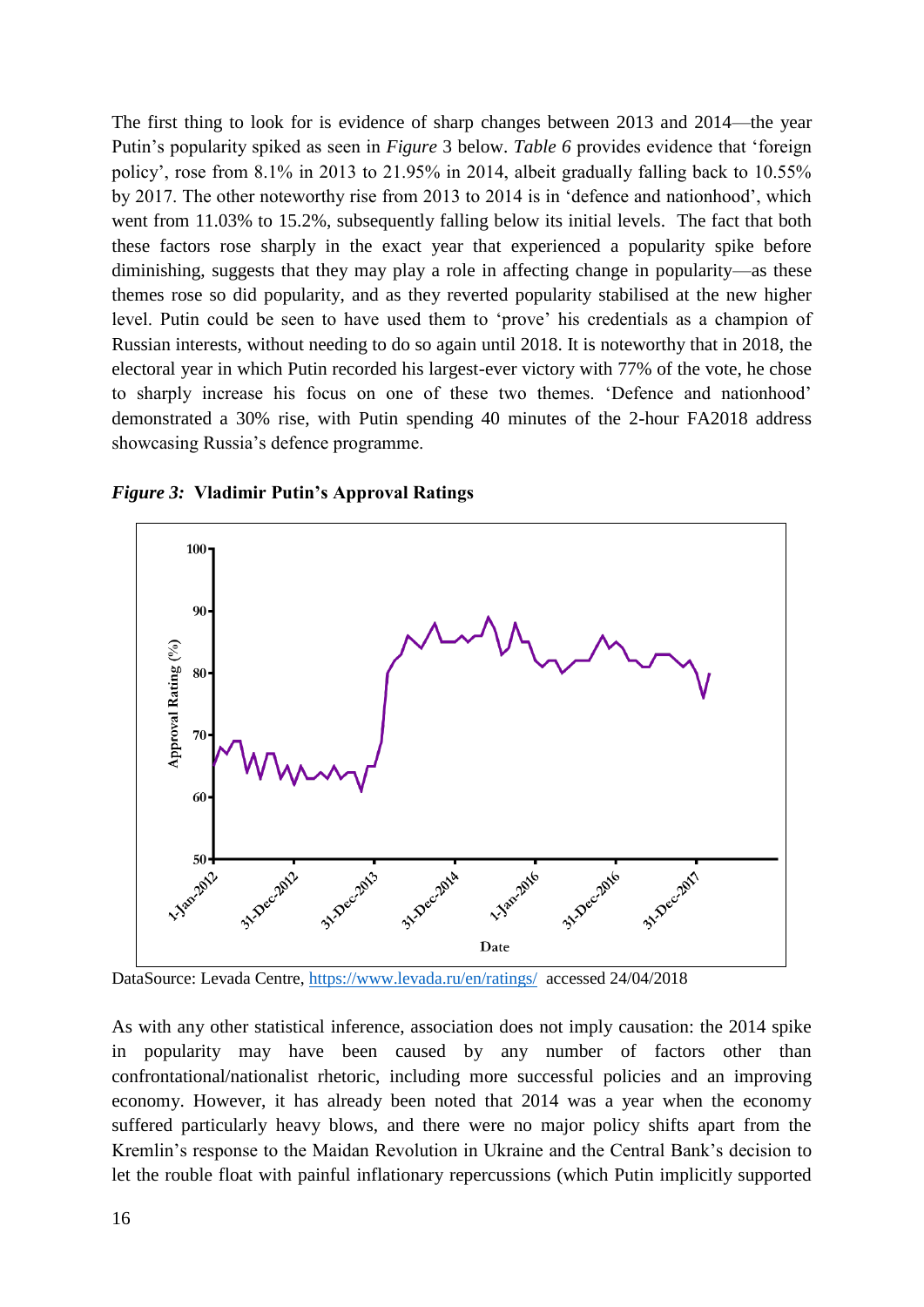The first thing to look for is evidence of sharp changes between 2013 and 2014—the year Putin's popularity spiked as seen in *Figure* 3 below. *Table 6* provides evidence that 'foreign policy', rose from 8.1% in 2013 to 21.95% in 2014, albeit gradually falling back to 10.55% by 2017. The other noteworthy rise from 2013 to 2014 is in 'defence and nationhood', which went from 11.03% to 15.2%, subsequently falling below its initial levels. The fact that both these factors rose sharply in the exact year that experienced a popularity spike before diminishing, suggests that they may play a role in affecting change in popularity—as these themes rose so did popularity, and as they reverted popularity stabilised at the new higher level. Putin could be seen to have used them to 'prove' his credentials as a champion of Russian interests, without needing to do so again until 2018. It is noteworthy that in 2018, the electoral year in which Putin recorded his largest-ever victory with 77% of the vote, he chose to sharply increase his focus on one of these two themes. 'Defence and nationhood' demonstrated a 30% rise, with Putin spending 40 minutes of the 2-hour FA2018 address showcasing Russia's defence programme.

***Figure 3:*** **Vladimir Putin's Approval Ratings**

DataSource: Levada Centre, https://www.levada.ru/en/ratings/ accessed 24/04/2018

As with any other statistical inference, association does not imply causation: the 2014 spike in popularity may have been caused by any number of factors other than confrontational/nationalist rhetoric, including more successful policies and an improving economy. However, it has already been noted that 2014 was a year when the economy suffered particularly heavy blows, and there were no major policy shifts apart from the Kremlin's response to the Maidan Revolution in Ukraine and the Central Bank's decision to let the rouble float with painful inflationary repercussions (which Putin implicitly supported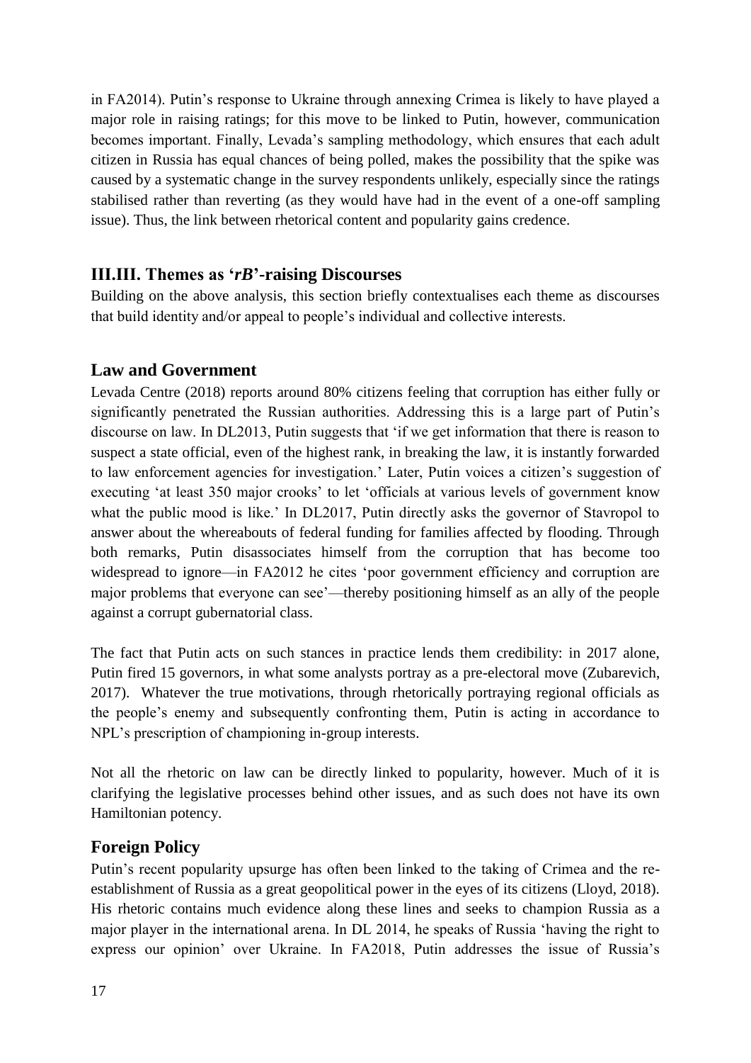in FA2014). Putin's response to Ukraine through annexing Crimea is likely to have played a major role in raising ratings; for this move to be linked to Putin, however, communication becomes important. Finally, Levada's sampling methodology, which ensures that each adult citizen in Russia has equal chances of being polled, makes the possibility that the spike was caused by a systematic change in the survey respondents unlikely, especially since the ratings stabilised rather than reverting (as they would have had in the event of a one-off sampling issue). Thus, the link between rhetorical content and popularity gains credence.

## III.III. Themes as '*rB*'-raising Discourses

Building on the above analysis, this section briefly contextualises each theme as discourses that build identity and/or appeal to people's individual and collective interests.

### Law and Government

Levada Centre (2018) reports around 80% citizens feeling that corruption has either fully or significantly penetrated the Russian authorities. Addressing this is a large part of Putin's discourse on law. In DL2013, Putin suggests that 'if we get information that there is reason to suspect a state official, even of the highest rank, in breaking the law, it is instantly forwarded to law enforcement agencies for investigation.' Later, Putin voices a citizen's suggestion of executing 'at least 350 major crooks' to let 'officials at various levels of government know what the public mood is like.' In DL2017, Putin directly asks the governor of Stavropol to answer about the whereabouts of federal funding for families affected by flooding. Through both remarks, Putin disassociates himself from the corruption that has become too widespread to ignore—in FA2012 he cites 'poor government efficiency and corruption are major problems that everyone can see'—thereby positioning himself as an ally of the people against a corrupt gubernatorial class.

The fact that Putin acts on such stances in practice lends them credibility: in 2017 alone, Putin fired 15 governors, in what some analysts portray as a pre-electoral move (Zubarevich, 2017). Whatever the true motivations, through rhetorically portraying regional officials as the people's enemy and subsequently confronting them, Putin is acting in accordance to NPL's prescription of championing in-group interests.

Not all the rhetoric on law can be directly linked to popularity, however. Much of it is clarifying the legislative processes behind other issues, and as such does not have its own Hamiltonian potency.

### Foreign Policy

Putin's recent popularity upsurge has often been linked to the taking of Crimea and the re-establishment of Russia as a great geopolitical power in the eyes of its citizens (Lloyd, 2018). His rhetoric contains much evidence along these lines and seeks to champion Russia as a major player in the international arena. In DL 2014, he speaks of Russia 'having the right to express our opinion' over Ukraine. In FA2018, Putin addresses the issue of Russia's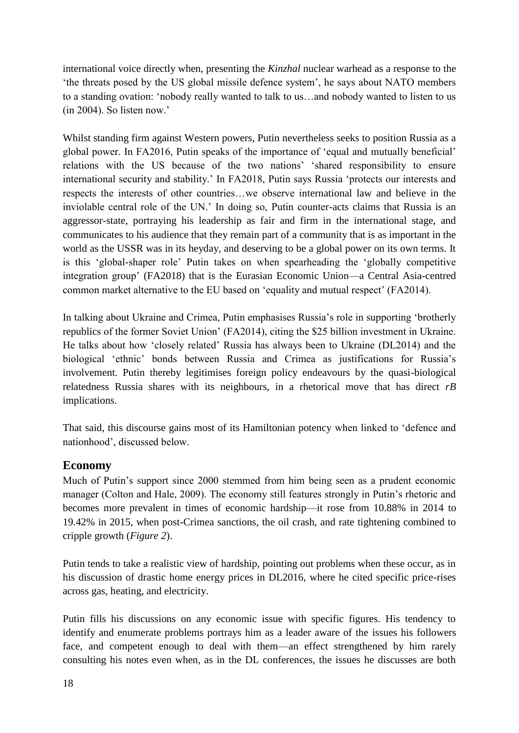international voice directly when, presenting the *Kinzhal* nuclear warhead as a response to the 'the threats posed by the US global missile defence system', he says about NATO members to a standing ovation: 'nobody really wanted to talk to us…and nobody wanted to listen to us (in 2004). So listen now.'

Whilst standing firm against Western powers, Putin nevertheless seeks to position Russia as a global power. In FA2016, Putin speaks of the importance of 'equal and mutually beneficial' relations with the US because of the two nations' 'shared responsibility to ensure international security and stability.' In FA2018, Putin says Russia 'protects our interests and respects the interests of other countries…we observe international law and believe in the inviolable central role of the UN.' In doing so, Putin counter-acts claims that Russia is an aggressor-state, portraying his leadership as fair and firm in the international stage, and communicates to his audience that they remain part of a community that is as important in the world as the USSR was in its heyday, and deserving to be a global power on its own terms. It is this 'global-shaper role' Putin takes on when spearheading the 'globally competitive integration group' (FA2018) that is the Eurasian Economic Union—a Central Asia-centred common market alternative to the EU based on 'equality and mutual respect' (FA2014).

In talking about Ukraine and Crimea, Putin emphasises Russia's role in supporting 'brotherly republics of the former Soviet Union' (FA2014), citing the $25 billion investment in Ukraine. He talks about how 'closely related' Russia has always been to Ukraine (DL2014) and the biological 'ethnic' bonds between Russia and Crimea as justifications for Russia's involvement. Putin thereby legitimises foreign policy endeavours by the quasi-biological relatedness Russia shares with its neighbours, in a rhetorical move that has direct *rB* implications.

That said, this discourse gains most of its Hamiltonian potency when linked to 'defence and nationhood', discussed below.

## Economy

Much of Putin's support since 2000 stemmed from him being seen as a prudent economic manager (Colton and Hale, 2009). The economy still features strongly in Putin's rhetoric and becomes more prevalent in times of economic hardship—it rose from 10.88% in 2014 to 19.42% in 2015, when post-Crimea sanctions, the oil crash, and rate tightening combined to cripple growth (*Figure 2*).

Putin tends to take a realistic view of hardship, pointing out problems when these occur, as in his discussion of drastic home energy prices in DL2016, where he cited specific price-rises across gas, heating, and electricity.

Putin fills his discussions on any economic issue with specific figures. His tendency to identify and enumerate problems portrays him as a leader aware of the issues his followers face, and competent enough to deal with them—an effect strengthened by him rarely consulting his notes even when, as in the DL conferences, the issues he discusses are both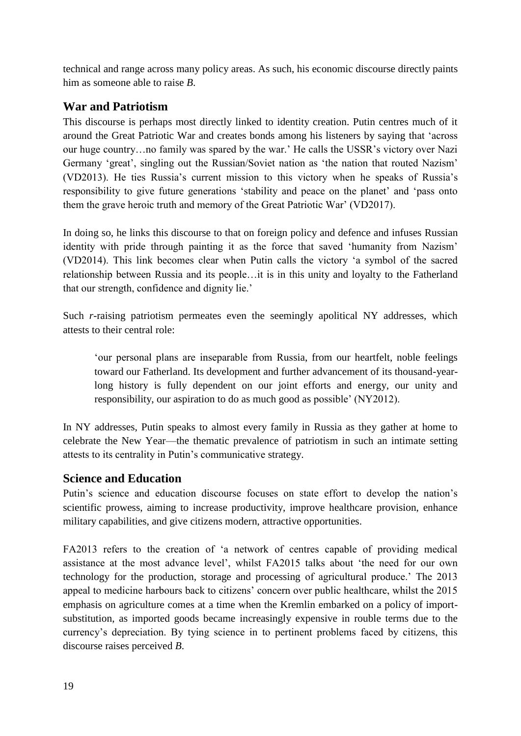technical and range across many policy areas. As such, his economic discourse directly paints him as someone able to raise *B*.

## War and Patriotism

This discourse is perhaps most directly linked to identity creation. Putin centres much of it around the Great Patriotic War and creates bonds among his listeners by saying that 'across our huge country…no family was spared by the war.' He calls the USSR's victory over Nazi Germany 'great', singling out the Russian/Soviet nation as 'the nation that routed Nazism' (VD2013). He ties Russia's current mission to this victory when he speaks of Russia's responsibility to give future generations 'stability and peace on the planet' and 'pass onto them the grave heroic truth and memory of the Great Patriotic War' (VD2017).

In doing so, he links this discourse to that on foreign policy and defence and infuses Russian identity with pride through painting it as the force that saved 'humanity from Nazism' (VD2014). This link becomes clear when Putin calls the victory 'a symbol of the sacred relationship between Russia and its people…it is in this unity and loyalty to the Fatherland that our strength, confidence and dignity lie.'

Such *r*-raising patriotism permeates even the seemingly apolitical NY addresses, which attests to their central role:

> 'our personal plans are inseparable from Russia, from our heartfelt, noble feelings toward our Fatherland. Its development and further advancement of its thousand-year-long history is fully dependent on our joint efforts and energy, our unity and responsibility, our aspiration to do as much good as possible' (NY2012).

In NY addresses, Putin speaks to almost every family in Russia as they gather at home to celebrate the New Year—the thematic prevalence of patriotism in such an intimate setting attests to its centrality in Putin's communicative strategy.

## Science and Education

Putin's science and education discourse focuses on state effort to develop the nation's scientific prowess, aiming to increase productivity, improve healthcare provision, enhance military capabilities, and give citizens modern, attractive opportunities.

FA2013 refers to the creation of 'a network of centres capable of providing medical assistance at the most advance level', whilst FA2015 talks about 'the need for our own technology for the production, storage and processing of agricultural produce.' The 2013 appeal to medicine harbours back to citizens' concern over public healthcare, whilst the 2015 emphasis on agriculture comes at a time when the Kremlin embarked on a policy of import-substitution, as imported goods became increasingly expensive in rouble terms due to the currency's depreciation. By tying science in to pertinent problems faced by citizens, this discourse raises perceived *B*.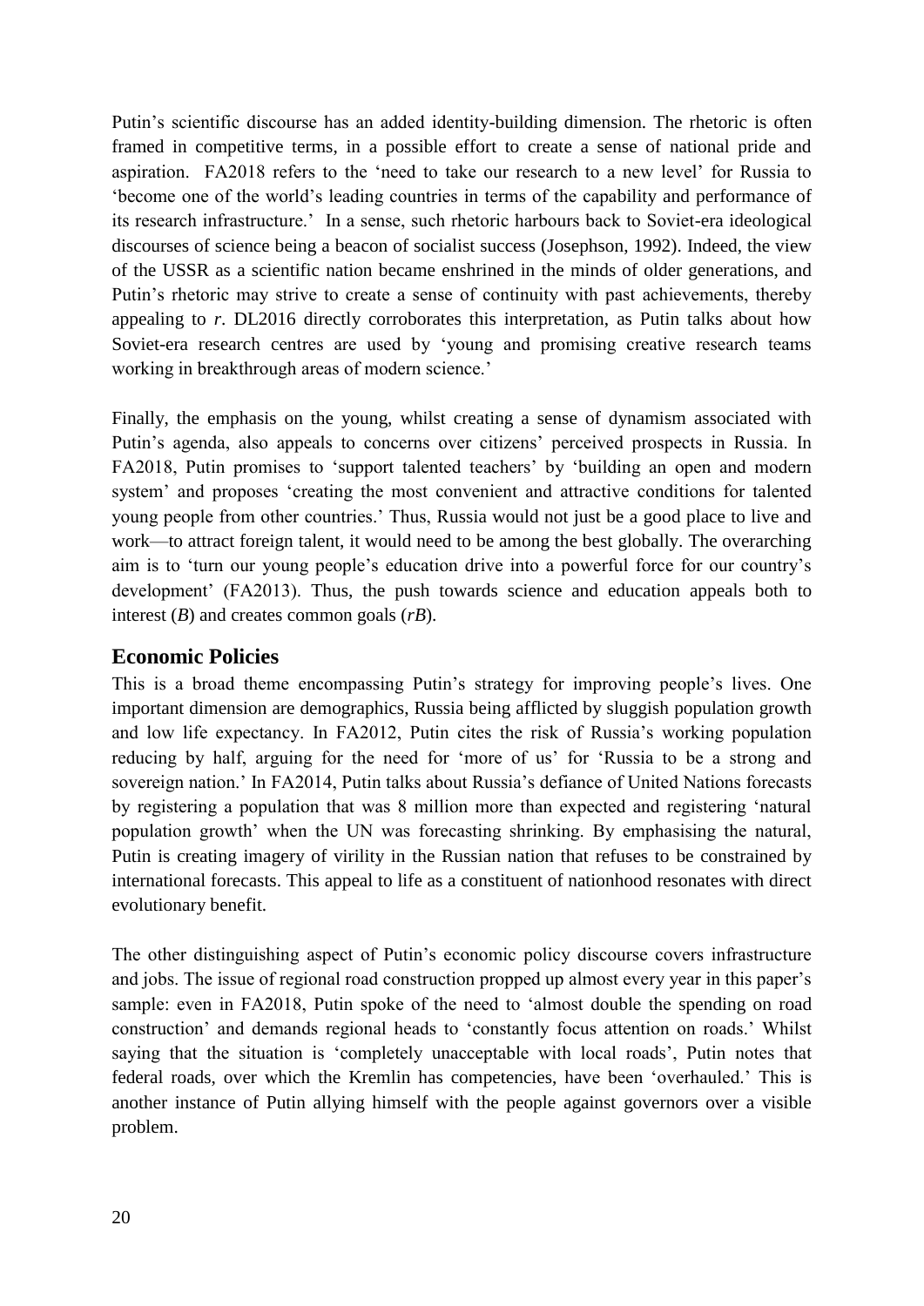Putin's scientific discourse has an added identity-building dimension. The rhetoric is often framed in competitive terms, in a possible effort to create a sense of national pride and aspiration. FA2018 refers to the 'need to take our research to a new level' for Russia to 'become one of the world's leading countries in terms of the capability and performance of its research infrastructure.' In a sense, such rhetoric harbours back to Soviet-era ideological discourses of science being a beacon of socialist success (Josephson, 1992). Indeed, the view of the USSR as a scientific nation became enshrined in the minds of older generations, and Putin's rhetoric may strive to create a sense of continuity with past achievements, thereby appealing to *r*. DL2016 directly corroborates this interpretation, as Putin talks about how Soviet-era research centres are used by 'young and promising creative research teams working in breakthrough areas of modern science.'

Finally, the emphasis on the young, whilst creating a sense of dynamism associated with Putin's agenda, also appeals to concerns over citizens' perceived prospects in Russia. In FA2018, Putin promises to 'support talented teachers' by 'building an open and modern system' and proposes 'creating the most convenient and attractive conditions for talented young people from other countries.' Thus, Russia would not just be a good place to live and work—to attract foreign talent, it would need to be among the best globally. The overarching aim is to 'turn our young people's education drive into a powerful force for our country's development' (FA2013). Thus, the push towards science and education appeals both to interest (*B*) and creates common goals (*rB*).

## Economic Policies

This is a broad theme encompassing Putin's strategy for improving people's lives. One important dimension are demographics, Russia being afflicted by sluggish population growth and low life expectancy. In FA2012, Putin cites the risk of Russia's working population reducing by half, arguing for the need for 'more of us' for 'Russia to be a strong and sovereign nation.' In FA2014, Putin talks about Russia's defiance of United Nations forecasts by registering a population that was 8 million more than expected and registering 'natural population growth' when the UN was forecasting shrinking. By emphasising the natural, Putin is creating imagery of virility in the Russian nation that refuses to be constrained by international forecasts. This appeal to life as a constituent of nationhood resonates with direct evolutionary benefit.

The other distinguishing aspect of Putin's economic policy discourse covers infrastructure and jobs. The issue of regional road construction propped up almost every year in this paper's sample: even in FA2018, Putin spoke of the need to 'almost double the spending on road construction' and demands regional heads to 'constantly focus attention on roads.' Whilst saying that the situation is 'completely unacceptable with local roads', Putin notes that federal roads, over which the Kremlin has competencies, have been 'overhauled.' This is another instance of Putin allying himself with the people against governors over a visible problem.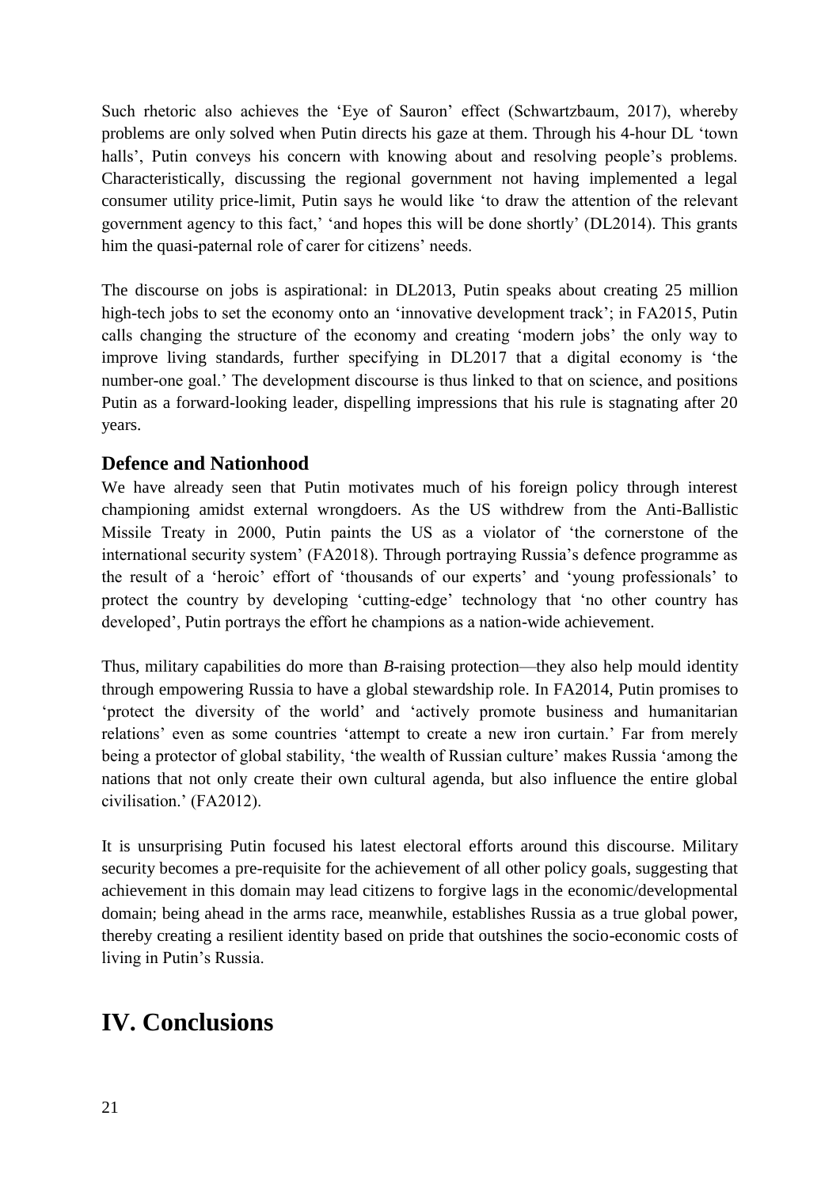Such rhetoric also achieves the 'Eye of Sauron' effect (Schwartzbaum, 2017), whereby problems are only solved when Putin directs his gaze at them. Through his 4-hour DL 'town halls', Putin conveys his concern with knowing about and resolving people's problems. Characteristically, discussing the regional government not having implemented a legal consumer utility price-limit, Putin says he would like 'to draw the attention of the relevant government agency to this fact,' 'and hopes this will be done shortly' (DL2014). This grants him the quasi-paternal role of carer for citizens' needs.

The discourse on jobs is aspirational: in DL2013, Putin speaks about creating 25 million high-tech jobs to set the economy onto an 'innovative development track'; in FA2015, Putin calls changing the structure of the economy and creating 'modern jobs' the only way to improve living standards, further specifying in DL2017 that a digital economy is 'the number-one goal.' The development discourse is thus linked to that on science, and positions Putin as a forward-looking leader, dispelling impressions that his rule is stagnating after 20 years.

### Defence and Nationhood

We have already seen that Putin motivates much of his foreign policy through interest championing amidst external wrongdoers. As the US withdrew from the Anti-Ballistic Missile Treaty in 2000, Putin paints the US as a violator of 'the cornerstone of the international security system' (FA2018). Through portraying Russia's defence programme as the result of a 'heroic' effort of 'thousands of our experts' and 'young professionals' to protect the country by developing 'cutting-edge' technology that 'no other country has developed', Putin portrays the effort he champions as a nation-wide achievement.

Thus, military capabilities do more than *B*-raising protection—they also help mould identity through empowering Russia to have a global stewardship role. In FA2014, Putin promises to 'protect the diversity of the world' and 'actively promote business and humanitarian relations' even as some countries 'attempt to create a new iron curtain.' Far from merely being a protector of global stability, 'the wealth of Russian culture' makes Russia 'among the nations that not only create their own cultural agenda, but also influence the entire global civilisation.' (FA2012).

It is unsurprising Putin focused his latest electoral efforts around this discourse. Military security becomes a pre-requisite for the achievement of all other policy goals, suggesting that achievement in this domain may lead citizens to forgive lags in the economic/developmental domain; being ahead in the arms race, meanwhile, establishes Russia as a true global power, thereby creating a resilient identity based on pride that outshines the socio-economic costs of living in Putin's Russia.

## IV. Conclusions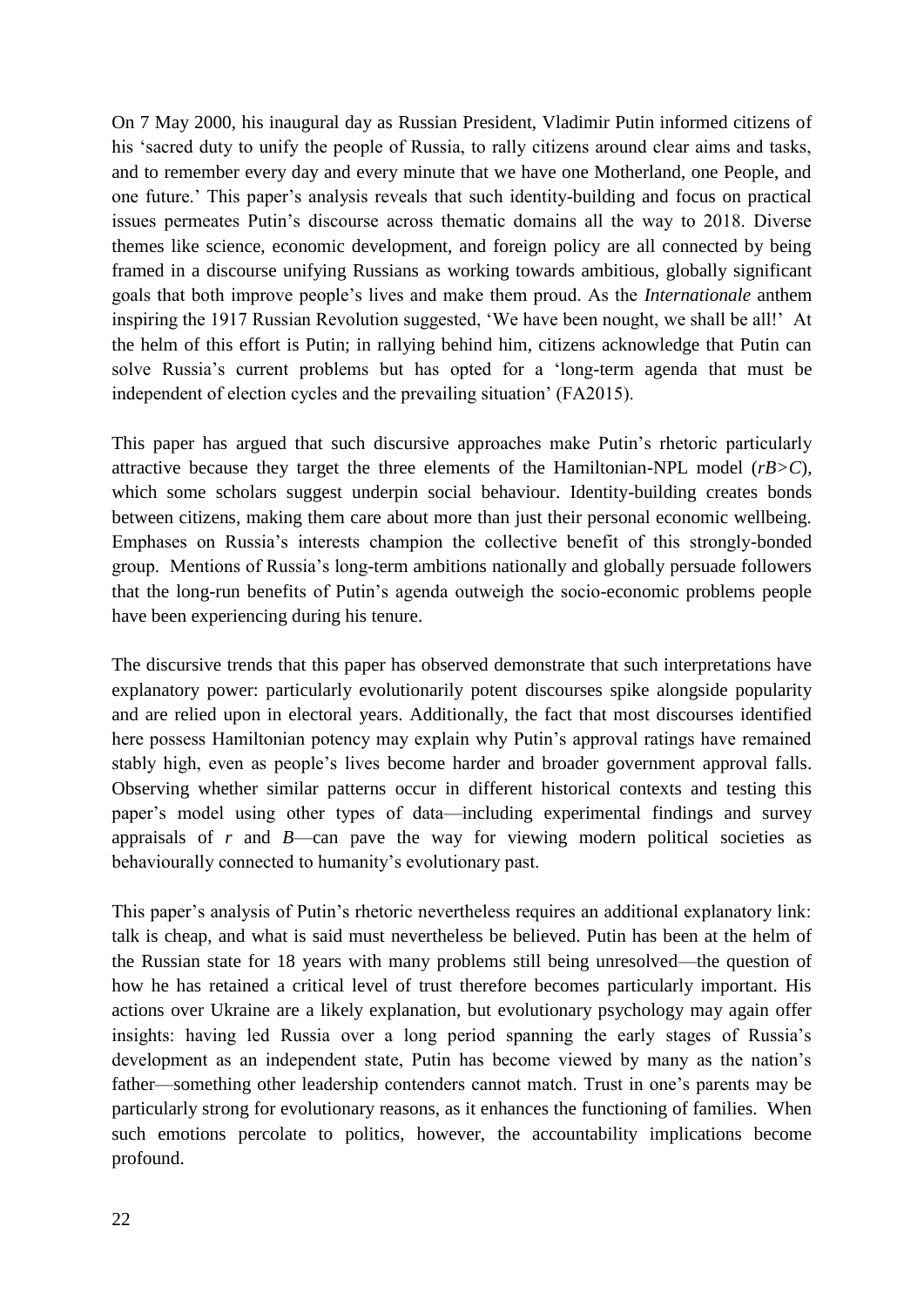On 7 May 2000, his inaugural day as Russian President, Vladimir Putin informed citizens of his 'sacred duty to unify the people of Russia, to rally citizens around clear aims and tasks, and to remember every day and every minute that we have one Motherland, one People, and one future.' This paper's analysis reveals that such identity-building and focus on practical issues permeates Putin's discourse across thematic domains all the way to 2018. Diverse themes like science, economic development, and foreign policy are all connected by being framed in a discourse unifying Russians as working towards ambitious, globally significant goals that both improve people's lives and make them proud. As the *Internationale* anthem inspiring the 1917 Russian Revolution suggested, 'We have been nought, we shall be all!' At the helm of this effort is Putin; in rallying behind him, citizens acknowledge that Putin can solve Russia's current problems but has opted for a 'long-term agenda that must be independent of election cycles and the prevailing situation' (FA2015).

This paper has argued that such discursive approaches make Putin's rhetoric particularly attractive because they target the three elements of the Hamiltonian-NPL model ($rB>C$), which some scholars suggest underpin social behaviour. Identity-building creates bonds between citizens, making them care about more than just their personal economic wellbeing. Emphases on Russia's interests champion the collective benefit of this strongly-bonded group. Mentions of Russia's long-term ambitions nationally and globally persuade followers that the long-run benefits of Putin's agenda outweigh the socio-economic problems people have been experiencing during his tenure.

The discursive trends that this paper has observed demonstrate that such interpretations have explanatory power: particularly evolutionarily potent discourses spike alongside popularity and are relied upon in electoral years. Additionally, the fact that most discourses identified here possess Hamiltonian potency may explain why Putin's approval ratings have remained stably high, even as people's lives become harder and broader government approval falls. Observing whether similar patterns occur in different historical contexts and testing this paper's model using other types of data—including experimental findings and survey appraisals of $r$ and $B$—can pave the way for viewing modern political societies as behaviourally connected to humanity's evolutionary past.

This paper's analysis of Putin's rhetoric nevertheless requires an additional explanatory link: talk is cheap, and what is said must nevertheless be believed. Putin has been at the helm of the Russian state for 18 years with many problems still being unresolved—the question of how he has retained a critical level of trust therefore becomes particularly important. His actions over Ukraine are a likely explanation, but evolutionary psychology may again offer insights: having led Russia over a long period spanning the early stages of Russia's development as an independent state, Putin has become viewed by many as the nation's father—something other leadership contenders cannot match. Trust in one's parents may be particularly strong for evolutionary reasons, as it enhances the functioning of families. When such emotions percolate to politics, however, the accountability implications become profound.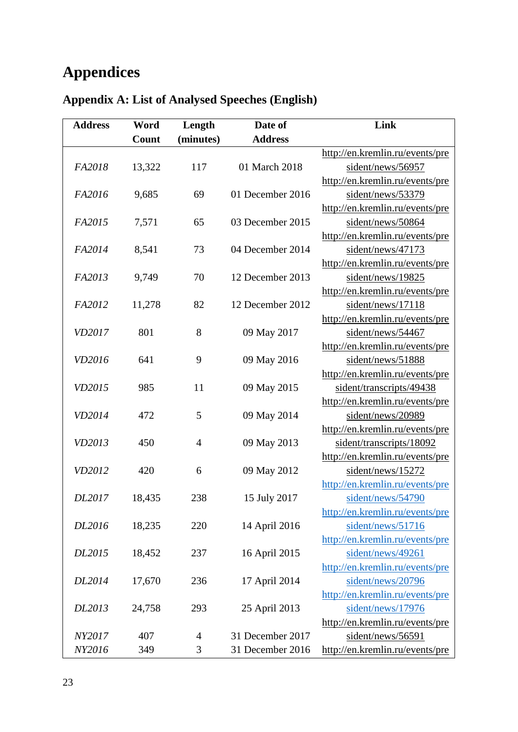# Appendices

## Appendix A: List of Analysed Speeches (English)

| Address | Word Count | Length (minutes) | Date of Address | Link |
|---|---|---|---|---|
| *FA2018* | 13,322 | 117 | 01 March 2018 | http://en.kremlin.ru/events/president/news/56957 |
| *FA2016* | 9,685 | 69 | 01 December 2016 | http://en.kremlin.ru/events/president/news/53379 |
| *FA2015* | 7,571 | 65 | 03 December 2015 | http://en.kremlin.ru/events/president/news/50864 |
| *FA2014* | 8,541 | 73 | 04 December 2014 | http://en.kremlin.ru/events/president/news/47173 |
| *FA2013* | 9,749 | 70 | 12 December 2013 | http://en.kremlin.ru/events/president/news/19825 |
| *FA2012* | 11,278 | 82 | 12 December 2012 | http://en.kremlin.ru/events/president/news/17118 |
| *VD2017* | 801 | 8 | 09 May 2017 | http://en.kremlin.ru/events/president/news/54467 |
| *VD2016* | 641 | 9 | 09 May 2016 | http://en.kremlin.ru/events/president/news/51888 |
| *VD2015* | 985 | 11 | 09 May 2015 | http://en.kremlin.ru/events/president/transcripts/49438 |
| *VD2014* | 472 | 5 | 09 May 2014 | http://en.kremlin.ru/events/president/news/20989 |
| *VD2013* | 450 | 4 | 09 May 2013 | http://en.kremlin.ru/events/president/transcripts/18092 |
| *VD2012* | 420 | 6 | 09 May 2012 | http://en.kremlin.ru/events/president/news/15272 |
| *DL2017* | 18,435 | 238 | 15 July 2017 | http://en.kremlin.ru/events/president/news/54790 |
| *DL2016* | 18,235 | 220 | 14 April 2016 | http://en.kremlin.ru/events/president/news/51716 |
| *DL2015* | 18,452 | 237 | 16 April 2015 | http://en.kremlin.ru/events/president/news/49261 |
| *DL2014* | 17,670 | 236 | 17 April 2014 | http://en.kremlin.ru/events/president/news/20796 |
| *DL2013* | 24,758 | 293 | 25 April 2013 | http://en.kremlin.ru/events/president/news/17976 |
| *NY2017* | 407 | 4 | 31 December 2017 | http://en.kremlin.ru/events/president/news/56591 |
| *NY2016* | 349 | 3 | 31 December 2016 | http://en.kremlin.ru/events/pre |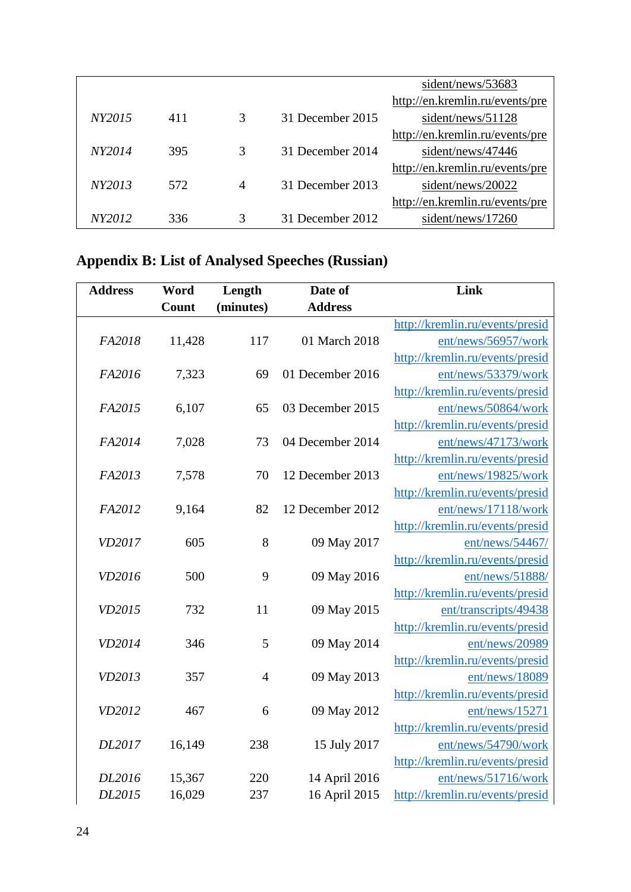| | | | | |
|---|---|---|---|---|
| | | | | sident/news/53683 |
| *NY2015* | 411 | 3 | 31 December 2015 | http://en.kremlin.ru/events/president/news/51128 |
| *NY2014* | 395 | 3 | 31 December 2014 | http://en.kremlin.ru/events/president/news/47446 |
| *NY2013* | 572 | 4 | 31 December 2013 | http://en.kremlin.ru/events/president/news/20022 |
| *NY2012* | 336 | 3 | 31 December 2012 | http://en.kremlin.ru/events/president/news/17260 |

## Appendix B: List of Analysed Speeches (Russian)

| Address | Word Count | Length (minutes) | Date of Address | Link |
|---|---|---|---|---|
| *FA2018* | 11,428 | 117 | 01 March 2018 | http://kremlin.ru/events/president/news/56957/work |
| *FA2016* | 7,323 | 69 | 01 December 2016 | http://kremlin.ru/events/president/news/53379/work |
| *FA2015* | 6,107 | 65 | 03 December 2015 | http://kremlin.ru/events/president/news/50864/work |
| *FA2014* | 7,028 | 73 | 04 December 2014 | http://kremlin.ru/events/president/news/47173/work |
| *FA2013* | 7,578 | 70 | 12 December 2013 | http://kremlin.ru/events/president/news/19825/work |
| *FA2012* | 9,164 | 82 | 12 December 2012 | http://kremlin.ru/events/president/news/17118/work |
| *VD2017* | 605 | 8 | 09 May 2017 | http://kremlin.ru/events/president/news/54467/ |
| *VD2016* | 500 | 9 | 09 May 2016 | http://kremlin.ru/events/president/news/51888/ |
| *VD2015* | 732 | 11 | 09 May 2015 | http://kremlin.ru/events/president/transcripts/49438 |
| *VD2014* | 346 | 5 | 09 May 2014 | http://kremlin.ru/events/president/news/20989 |
| *VD2013* | 357 | 4 | 09 May 2013 | http://kremlin.ru/events/president/news/18089 |
| *VD2012* | 467 | 6 | 09 May 2012 | http://kremlin.ru/events/president/news/15271 |
| *DL2017* | 16,149 | 238 | 15 July 2017 | http://kremlin.ru/events/president/news/54790/work |
| *DL2016* | 15,367 | 220 | 14 April 2016 | http://kremlin.ru/events/president/news/51716/work |
| *DL2015* | 16,029 | 237 | 16 April 2015 | http://kremlin.ru/events/presid |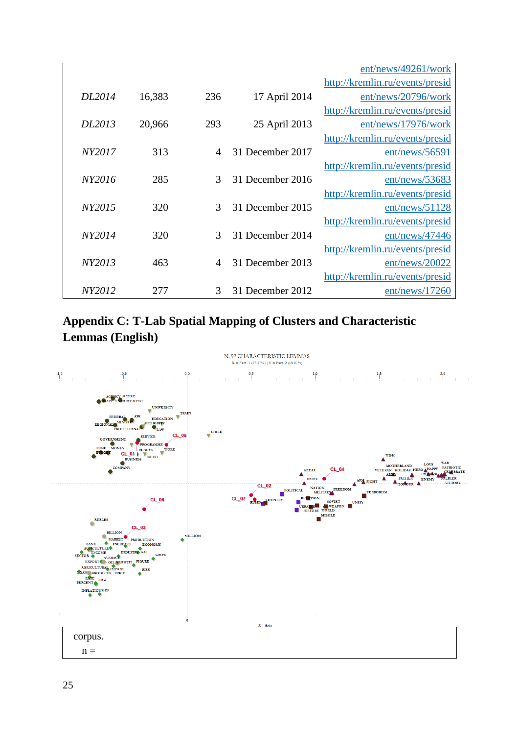| | | | | |
|---|---|---|---|---|
| | | | | ent/news/49261/work |
| *DL2014* | 16,383 | 236 | 17 April 2014 | http://kremlin.ru/events/president/news/20796/work |
| *DL2013* | 20,966 | 293 | 25 April 2013 | http://kremlin.ru/events/president/news/17976/work |
| *NY2017* | 313 | 4 | 31 December 2017 | http://kremlin.ru/events/president/news/56591 |
| *NY2016* | 285 | 3 | 31 December 2016 | http://kremlin.ru/events/president/news/53683 |
| *NY2015* | 320 | 3 | 31 December 2015 | http://kremlin.ru/events/president/news/51128 |
| *NY2014* | 320 | 3 | 31 December 2014 | http://kremlin.ru/events/president/news/47446 |
| *NY2013* | 463 | 4 | 31 December 2013 | http://kremlin.ru/events/president/news/20022 |
| *NY2012* | 277 | 3 | 31 December 2012 | http://kremlin.ru/events/president/news/17260 |

## Appendix C: T-Lab Spatial Mapping of Clusters and Characteristic Lemmas (English)

N. 92 CHARACTERISTIC LEMMAS
X = Fact. 1 (27.57%) ; Y = Fact. 2 (19.07%)

corpus.

n =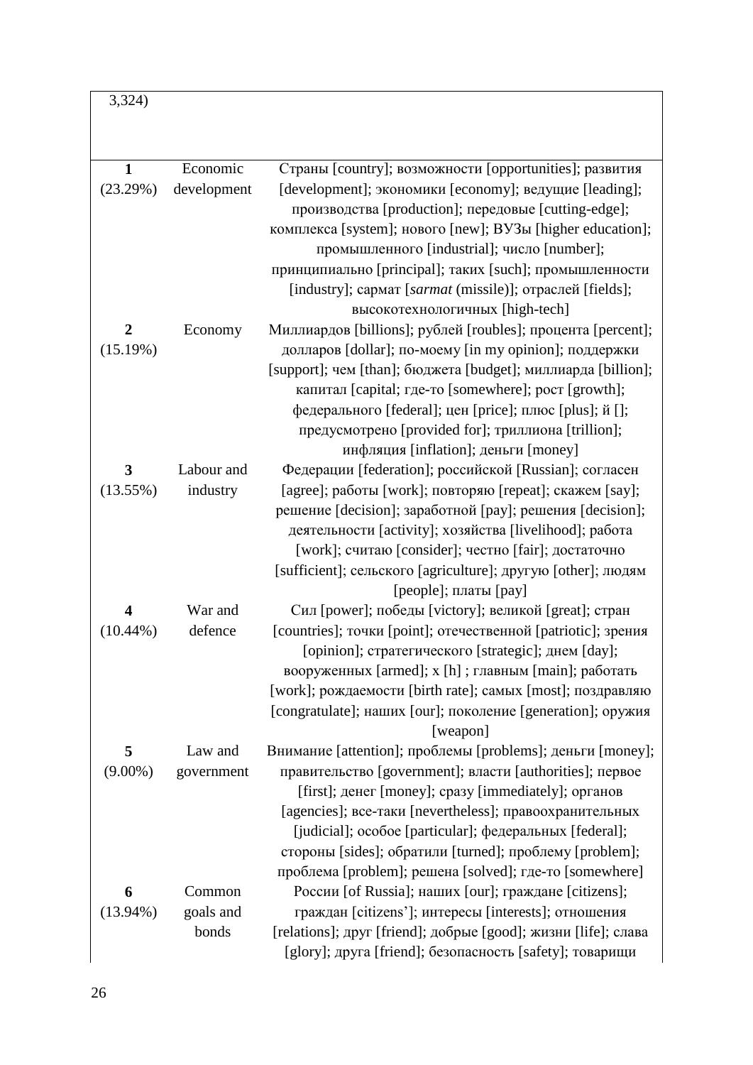| 3,324) | | |
|---|---|---|
| **1** (23.29%) | Economic development | Страны [country]; возможности [opportunities]; развития [development]; экономики [economy]; ведущие [leading]; производства [production]; передовые [cutting-edge]; комплекса [system]; нового [new]; ВУЗы [higher education]; промышленного [industrial]; число [number]; принципиально [principal]; таких [such]; промышленности [industry]; сармат [*sarmat* (missile)]; отраслей [fields]; высокотехнологичных [high-tech] |
| **2** (15.19%) | Economy | Миллиардов [billions]; рублей [roubles]; процента [percent]; долларов [dollar]; по-моему [in my opinion]; поддержки [support]; чем [than]; бюджета [budget]; миллиарда [billion]; капитал [capital; где-то [somewhere]; рост [growth]; федерального [federal]; цен [price]; плюс [plus]; й []; предусмотрено [provided for]; триллиона [trillion]; инфляция [inflation]; деньги [money] |
| **3** (13.55%) | Labour and industry | Федерации [federation]; российской [Russian]; согласен [agree]; работы [work]; повторяю [repeat]; скажем [say]; решение [decision]; заработной [pay]; решения [decision]; деятельности [activity]; хозяйства [livelihood]; работа [work]; считаю [consider]; честно [fair]; достаточно [sufficient]; сельского [agriculture]; другую [other]; людям [people]; платы [pay] |
| **4** (10.44%) | War and defence | Сил [power]; победы [victory]; великой [great]; стран [countries]; точки [point]; отечественной [patriotic]; зрения [opinion]; стратегического [strategic]; днем [day]; вооруженных [armed]; х [h] ; главным [main]; работать [work]; рождаемости [birth rate]; самых [most]; поздравляю [congratulate]; наших [our]; поколение [generation]; оружия [weapon] |
| **5** (9.00%) | Law and government | Внимание [attention]; проблемы [problems]; деньги [money]; правительство [government]; власти [authorities]; первое [first]; денег [money]; сразу [immediately]; органов [agencies]; все-таки [nevertheless]; правоохранительных [judicial]; особое [particular]; федеральных [federal]; стороны [sides]; обратили [turned]; проблему [problem]; проблема [problem]; решена [solved]; где-то [somewhere] |
| **6** (13.94%) | Common goals and bonds | России [of Russia]; наших [our]; граждане [citizens]; граждан [citizens']; интересы [interests]; отношения [relations]; друг [friend]; добрые [good]; жизни [life]; слава [glory]; друга [friend]; безопасность [safety]; товарищи |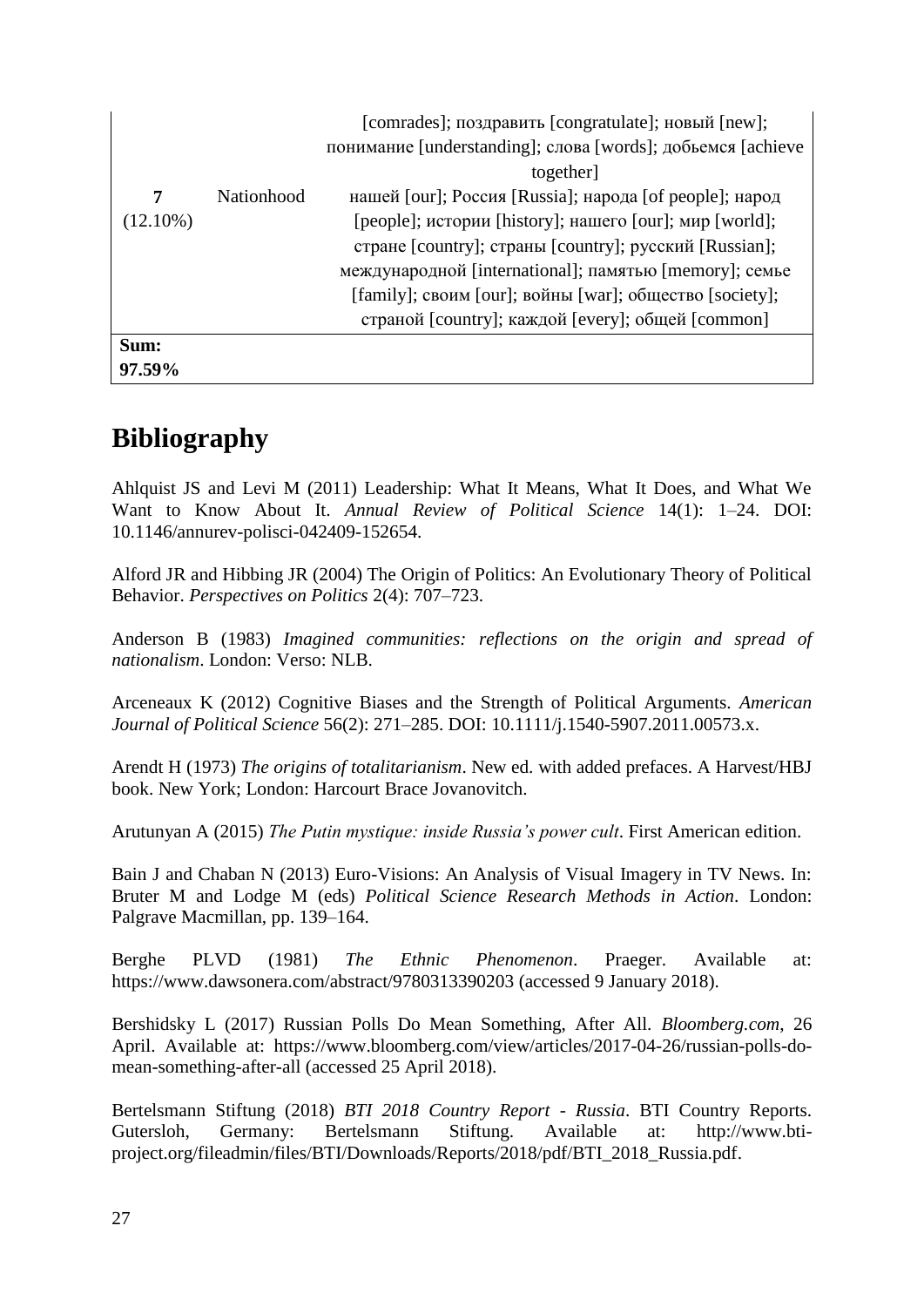| | | |
|---|---|---|
| | | [comrades]; поздравить [congratulate]; новый [new]; понимание [understanding]; слова [words]; добьемся [achieve together] |
| **7** (12.10%) | Nationhood | нашей [our]; Россия [Russia]; народа [of people]; народ [people]; истории [history]; нашего [our]; мир [world]; стране [country]; страны [country]; русский [Russian]; международной [international]; памятью [memory]; семье [family]; своим [our]; войны [war]; общество [society]; страной [country]; каждой [every]; общей [common] |
| **Sum: 97.59%** | | |

# Bibliography

Ahlquist JS and Levi M (2011) Leadership: What It Means, What It Does, and What We Want to Know About It. *Annual Review of Political Science* 14(1): 1–24. DOI: 10.1146/annurev-polisci-042409-152654.

Alford JR and Hibbing JR (2004) The Origin of Politics: An Evolutionary Theory of Political Behavior. *Perspectives on Politics* 2(4): 707–723.

Anderson B (1983) *Imagined communities: reflections on the origin and spread of nationalism*. London: Verso: NLB.

Arceneaux K (2012) Cognitive Biases and the Strength of Political Arguments. *American Journal of Political Science* 56(2): 271–285. DOI: 10.1111/j.1540-5907.2011.00573.x.

Arendt H (1973) *The origins of totalitarianism*. New ed. with added prefaces. A Harvest/HBJ book. New York; London: Harcourt Brace Jovanovitch.

Arutunyan A (2015) *The Putin mystique: inside Russia's power cult*. First American edition.

Bain J and Chaban N (2013) Euro-Visions: An Analysis of Visual Imagery in TV News. In: Bruter M and Lodge M (eds) *Political Science Research Methods in Action*. London: Palgrave Macmillan, pp. 139–164.

Berghe PLVD (1981) *The Ethnic Phenomenon*. Praeger. Available at: https://www.dawsonera.com/abstract/9780313390203 (accessed 9 January 2018).

Bershidsky L (2017) Russian Polls Do Mean Something, After All. *Bloomberg.com*, 26 April. Available at: https://www.bloomberg.com/view/articles/2017-04-26/russian-polls-do-mean-something-after-all (accessed 25 April 2018).

Bertelsmann Stiftung (2018) *BTI 2018 Country Report - Russia*. BTI Country Reports. Gutersloh, Germany: Bertelsmann Stiftung. Available at: http://www.bti-project.org/fileadmin/files/BTI/Downloads/Reports/2018/pdf/BTI_2018_Russia.pdf.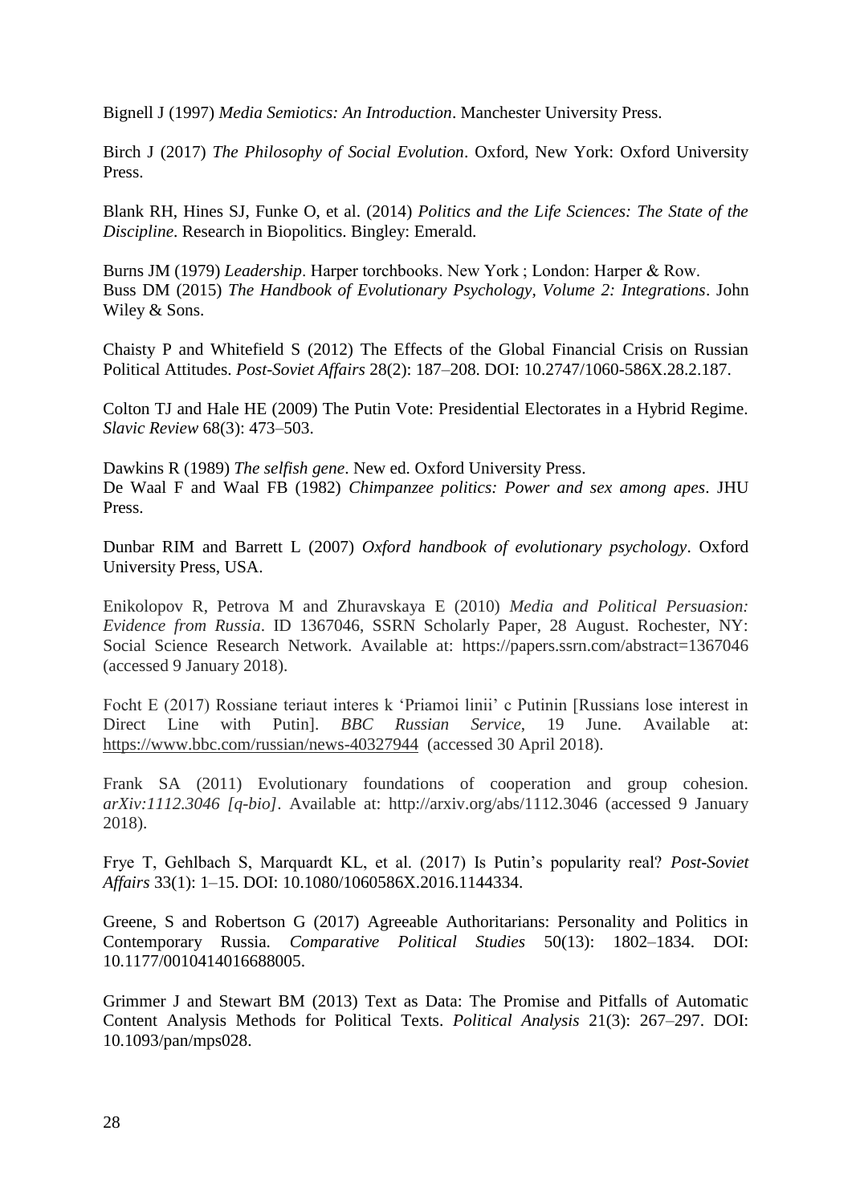Bignell J (1997) *Media Semiotics: An Introduction*. Manchester University Press.

Birch J (2017) *The Philosophy of Social Evolution*. Oxford, New York: Oxford University Press.

Blank RH, Hines SJ, Funke O, et al. (2014) *Politics and the Life Sciences: The State of the Discipline*. Research in Biopolitics. Bingley: Emerald.

Burns JM (1979) *Leadership*. Harper torchbooks. New York ; London: Harper & Row.

Buss DM (2015) *The Handbook of Evolutionary Psychology, Volume 2: Integrations*. John Wiley & Sons.

Chaisty P and Whitefield S (2012) The Effects of the Global Financial Crisis on Russian Political Attitudes. *Post-Soviet Affairs* 28(2): 187–208. DOI: 10.2747/1060-586X.28.2.187.

Colton TJ and Hale HE (2009) The Putin Vote: Presidential Electorates in a Hybrid Regime. *Slavic Review* 68(3): 473–503.

Dawkins R (1989) *The selfish gene*. New ed. Oxford University Press.

De Waal F and Waal FB (1982) *Chimpanzee politics: Power and sex among apes*. JHU Press.

Dunbar RIM and Barrett L (2007) *Oxford handbook of evolutionary psychology*. Oxford University Press, USA.

Enikolopov R, Petrova M and Zhuravskaya E (2010) *Media and Political Persuasion: Evidence from Russia*. ID 1367046, SSRN Scholarly Paper, 28 August. Rochester, NY: Social Science Research Network. Available at: https://papers.ssrn.com/abstract=1367046 (accessed 9 January 2018).

Focht E (2017) Rossiane teriaut interes k 'Priamoi linii' c Putinin [Russians lose interest in Direct Line with Putin]. *BBC Russian Service*, 19 June. Available at: https://www.bbc.com/russian/news-40327944 (accessed 30 April 2018).

Frank SA (2011) Evolutionary foundations of cooperation and group cohesion. *arXiv:1112.3046 [q-bio]*. Available at: http://arxiv.org/abs/1112.3046 (accessed 9 January 2018).

Frye T, Gehlbach S, Marquardt KL, et al. (2017) Is Putin's popularity real? *Post-Soviet Affairs* 33(1): 1–15. DOI: 10.1080/1060586X.2016.1144334.

Greene, S and Robertson G (2017) Agreeable Authoritarians: Personality and Politics in Contemporary Russia. *Comparative Political Studies* 50(13): 1802–1834. DOI: 10.1177/0010414016688005.

Grimmer J and Stewart BM (2013) Text as Data: The Promise and Pitfalls of Automatic Content Analysis Methods for Political Texts. *Political Analysis* 21(3): 267–297. DOI: 10.1093/pan/mps028.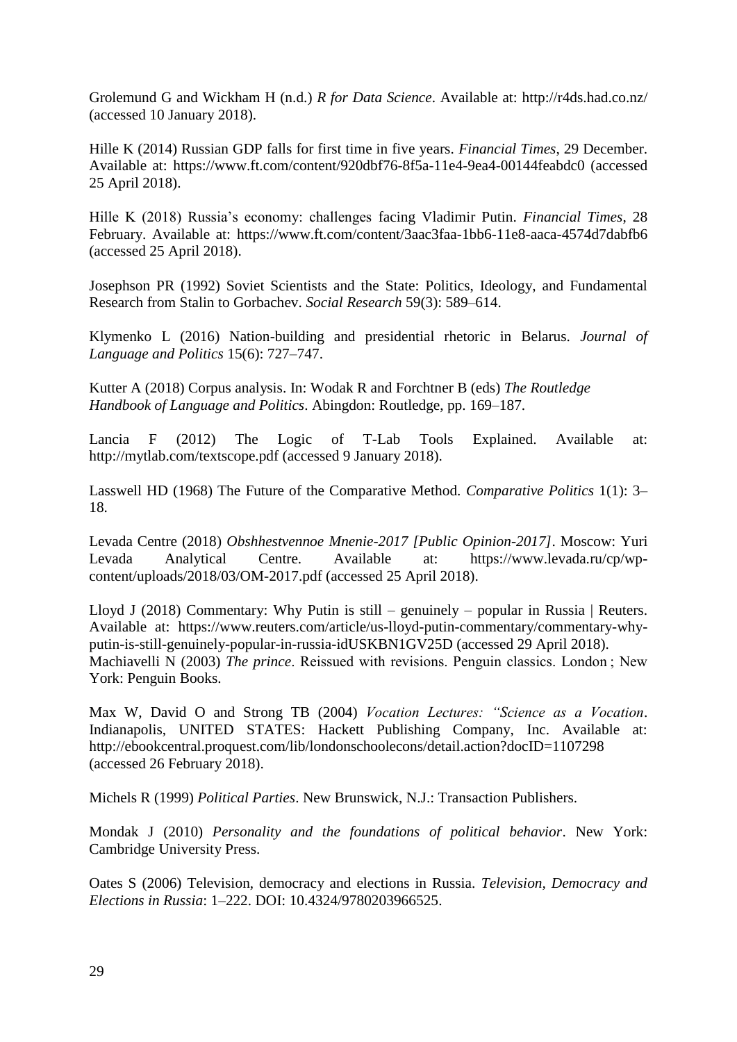Grolemund G and Wickham H (n.d.) *R for Data Science*. Available at: http://r4ds.had.co.nz/ (accessed 10 January 2018).

Hille K (2014) Russian GDP falls for first time in five years. *Financial Times*, 29 December. Available at: https://www.ft.com/content/920dbf76-8f5a-11e4-9ea4-00144feabdc0 (accessed 25 April 2018).

Hille K (2018) Russia's economy: challenges facing Vladimir Putin. *Financial Times*, 28 February. Available at: https://www.ft.com/content/3aac3faa-1bb6-11e8-aaca-4574d7dabfb6 (accessed 25 April 2018).

Josephson PR (1992) Soviet Scientists and the State: Politics, Ideology, and Fundamental Research from Stalin to Gorbachev. *Social Research* 59(3): 589–614.

Klymenko L (2016) Nation-building and presidential rhetoric in Belarus. *Journal of Language and Politics* 15(6): 727–747.

Kutter A (2018) Corpus analysis. In: Wodak R and Forchtner B (eds) *The Routledge Handbook of Language and Politics*. Abingdon: Routledge, pp. 169–187.

Lancia F (2012) The Logic of T-Lab Tools Explained. Available at: http://mytlab.com/textscope.pdf (accessed 9 January 2018).

Lasswell HD (1968) The Future of the Comparative Method. *Comparative Politics* 1(1): 3–18.

Levada Centre (2018) *Obshhestvennoe Mnenie-2017 [Public Opinion-2017]*. Moscow: Yuri Levada Analytical Centre. Available at: https://www.levada.ru/cp/wp-content/uploads/2018/03/OM-2017.pdf (accessed 25 April 2018).

Lloyd J (2018) Commentary: Why Putin is still – genuinely – popular in Russia | Reuters. Available at: https://www.reuters.com/article/us-lloyd-putin-commentary/commentary-why-putin-is-still-genuinely-popular-in-russia-idUSKBN1GV25D (accessed 29 April 2018).

Machiavelli N (2003) *The prince*. Reissued with revisions. Penguin classics. London ; New York: Penguin Books.

Max W, David O and Strong TB (2004) *Vocation Lectures: "Science as a Vocation*. Indianapolis, UNITED STATES: Hackett Publishing Company, Inc. Available at: http://ebookcentral.proquest.com/lib/londonschoolecons/detail.action?docID=1107298 (accessed 26 February 2018).

Michels R (1999) *Political Parties*. New Brunswick, N.J.: Transaction Publishers.

Mondak J (2010) *Personality and the foundations of political behavior*. New York: Cambridge University Press.

Oates S (2006) Television, democracy and elections in Russia. *Television, Democracy and Elections in Russia*: 1–222. DOI: 10.4324/9780203966525.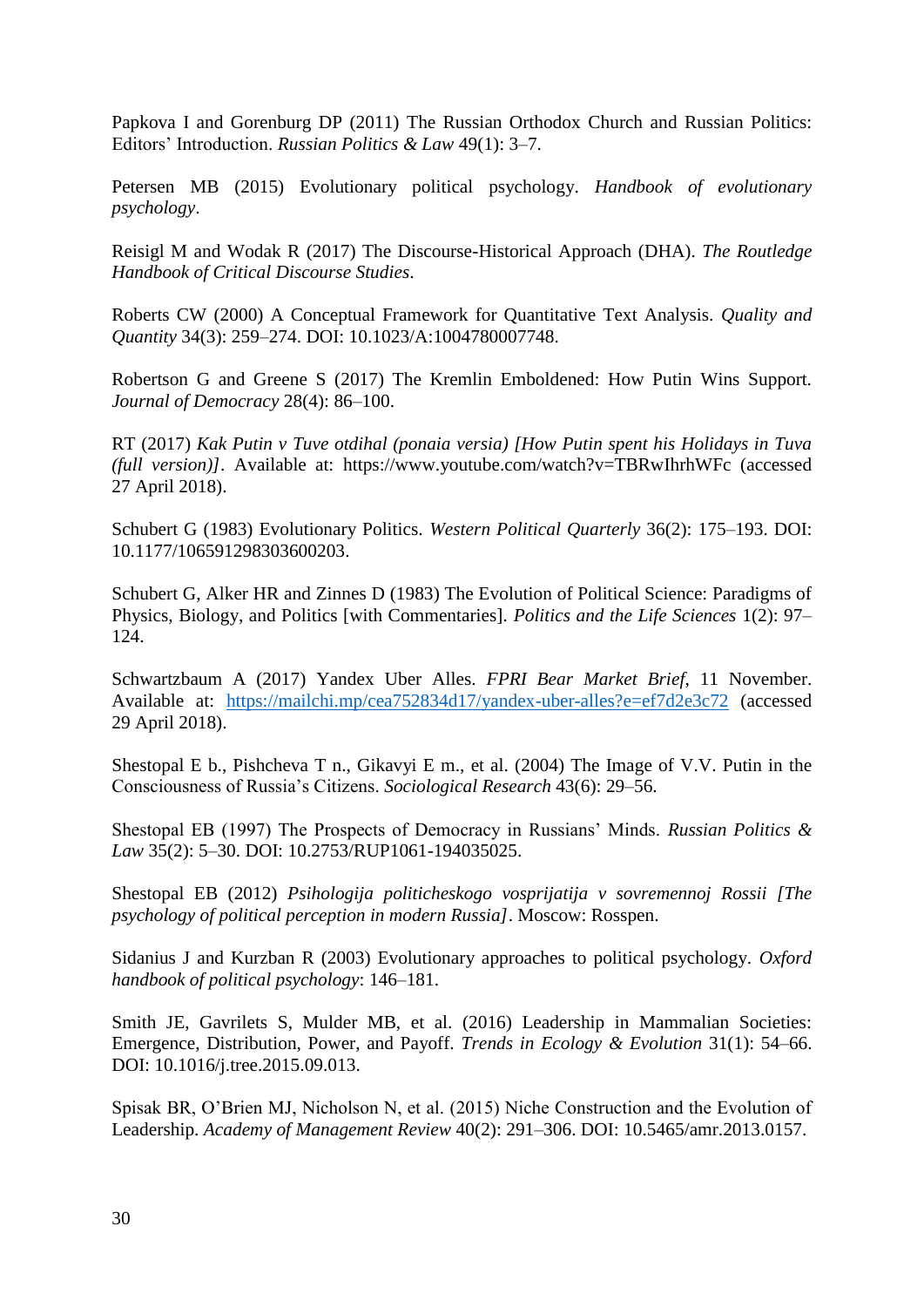Papkova I and Gorenburg DP (2011) The Russian Orthodox Church and Russian Politics: Editors' Introduction. *Russian Politics & Law* 49(1): 3–7.

Petersen MB (2015) Evolutionary political psychology. *Handbook of evolutionary psychology*.

Reisigl M and Wodak R (2017) The Discourse-Historical Approach (DHA). *The Routledge Handbook of Critical Discourse Studies*.

Roberts CW (2000) A Conceptual Framework for Quantitative Text Analysis. *Quality and Quantity* 34(3): 259–274. DOI: 10.1023/A:1004780007748.

Robertson G and Greene S (2017) The Kremlin Emboldened: How Putin Wins Support. *Journal of Democracy* 28(4): 86–100.

RT (2017) *Kak Putin v Tuve otdihal (ponaia versia) [How Putin spent his Holidays in Tuva (full version)]*. Available at: https://www.youtube.com/watch?v=TBRwIhrhWFc (accessed 27 April 2018).

Schubert G (1983) Evolutionary Politics. *Western Political Quarterly* 36(2): 175–193. DOI: 10.1177/106591298303600203.

Schubert G, Alker HR and Zinnes D (1983) The Evolution of Political Science: Paradigms of Physics, Biology, and Politics [with Commentaries]. *Politics and the Life Sciences* 1(2): 97–124.

Schwartzbaum A (2017) Yandex Uber Alles. *FPRI Bear Market Brief*, 11 November. Available at: https://mailchi.mp/cea752834d17/yandex-uber-alles?e=ef7d2e3c72 (accessed 29 April 2018).

Shestopal E b., Pishcheva T n., Gikavyi E m., et al. (2004) The Image of V.V. Putin in the Consciousness of Russia's Citizens. *Sociological Research* 43(6): 29–56.

Shestopal EB (1997) The Prospects of Democracy in Russians' Minds. *Russian Politics & Law* 35(2): 5–30. DOI: 10.2753/RUP1061-194035025.

Shestopal EB (2012) *Psihologija politicheskogo vosprijatija v sovremennoj Rossii [The psychology of political perception in modern Russia]*. Moscow: Rosspen.

Sidanius J and Kurzban R (2003) Evolutionary approaches to political psychology. *Oxford handbook of political psychology*: 146–181.

Smith JE, Gavrilets S, Mulder MB, et al. (2016) Leadership in Mammalian Societies: Emergence, Distribution, Power, and Payoff. *Trends in Ecology & Evolution* 31(1): 54–66. DOI: 10.1016/j.tree.2015.09.013.

Spisak BR, O'Brien MJ, Nicholson N, et al. (2015) Niche Construction and the Evolution of Leadership. *Academy of Management Review* 40(2): 291–306. DOI: 10.5465/amr.2013.0157.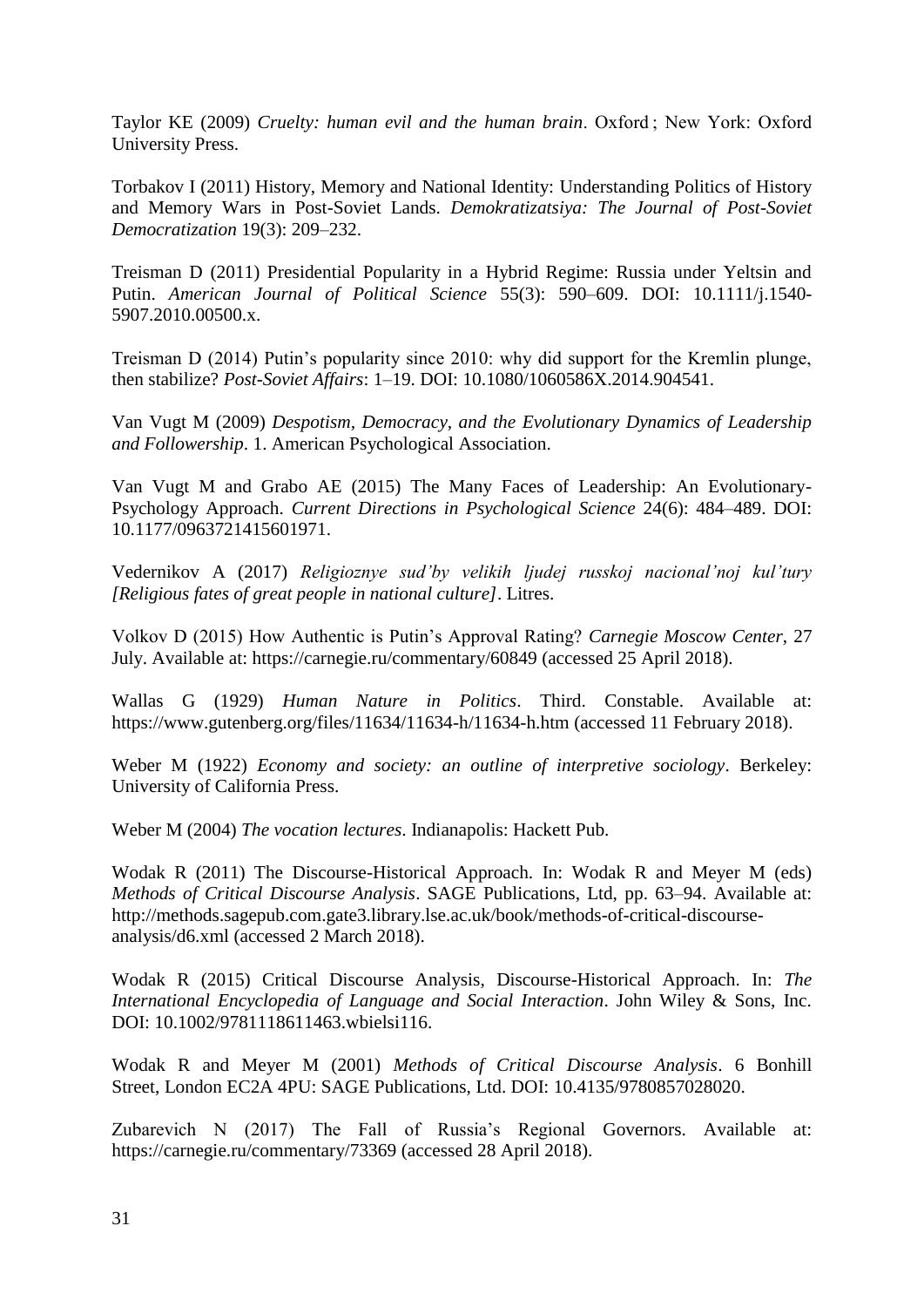Taylor KE (2009) *Cruelty: human evil and the human brain*. Oxford ; New York: Oxford University Press.

Torbakov I (2011) History, Memory and National Identity: Understanding Politics of History and Memory Wars in Post-Soviet Lands. *Demokratizatsiya: The Journal of Post-Soviet Democratization* 19(3): 209–232.

Treisman D (2011) Presidential Popularity in a Hybrid Regime: Russia under Yeltsin and Putin. *American Journal of Political Science* 55(3): 590–609. DOI: 10.1111/j.1540-5907.2010.00500.x.

Treisman D (2014) Putin's popularity since 2010: why did support for the Kremlin plunge, then stabilize? *Post-Soviet Affairs*: 1–19. DOI: 10.1080/1060586X.2014.904541.

Van Vugt M (2009) *Despotism, Democracy, and the Evolutionary Dynamics of Leadership and Followership*. 1. American Psychological Association.

Van Vugt M and Grabo AE (2015) The Many Faces of Leadership: An Evolutionary-Psychology Approach. *Current Directions in Psychological Science* 24(6): 484–489. DOI: 10.1177/0963721415601971.

Vedernikov A (2017) *Religioznye sud'by velikih ljudej russkoj nacional'noj kul'tury [Religious fates of great people in national culture]*. Litres.

Volkov D (2015) How Authentic is Putin's Approval Rating? *Carnegie Moscow Center*, 27 July. Available at: https://carnegie.ru/commentary/60849 (accessed 25 April 2018).

Wallas G (1929) *Human Nature in Politics*. Third. Constable. Available at: https://www.gutenberg.org/files/11634/11634-h/11634-h.htm (accessed 11 February 2018).

Weber M (1922) *Economy and society: an outline of interpretive sociology*. Berkeley: University of California Press.

Weber M (2004) *The vocation lectures*. Indianapolis: Hackett Pub.

Wodak R (2011) The Discourse-Historical Approach. In: Wodak R and Meyer M (eds) *Methods of Critical Discourse Analysis*. SAGE Publications, Ltd, pp. 63–94. Available at: http://methods.sagepub.com.gate3.library.lse.ac.uk/book/methods-of-critical-discourse-analysis/d6.xml (accessed 2 March 2018).

Wodak R (2015) Critical Discourse Analysis, Discourse-Historical Approach. In: *The International Encyclopedia of Language and Social Interaction*. John Wiley & Sons, Inc. DOI: 10.1002/9781118611463.wbielsi116.

Wodak R and Meyer M (2001) *Methods of Critical Discourse Analysis*. 6 Bonhill Street, London EC2A 4PU: SAGE Publications, Ltd. DOI: 10.4135/9780857028020.

Zubarevich N (2017) The Fall of Russia's Regional Governors. Available at: https://carnegie.ru/commentary/73369 (accessed 28 April 2018).